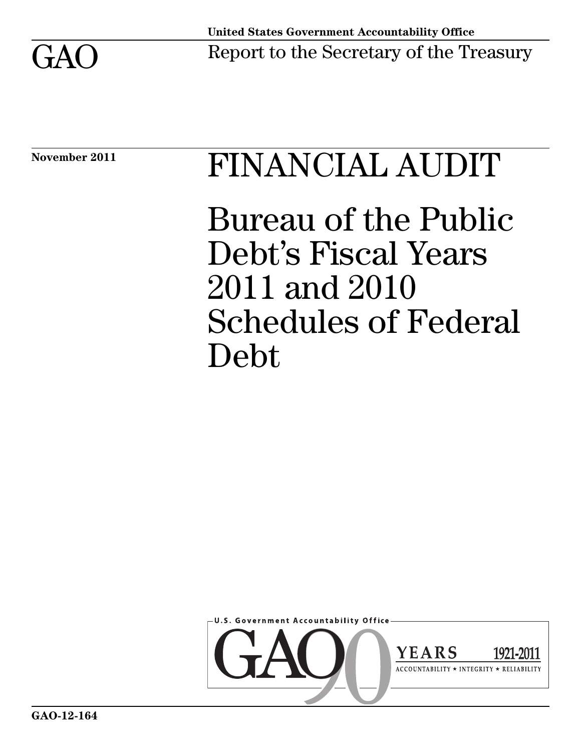United States Government Accountability Office

GAO

Report to the Secretary of the Treasury

November 2011

# FINANCIAL AUDIT

# Bureau of the Public Debt's Fiscal Years 2011 and 2010 Schedules of Federal Debt

U.S. Government Accountability Office

GAO 90 YEARS 1921-2011

ACCOUNTABILITY ★ INTEGRITY ★ RELIABILITY

GAO-12-164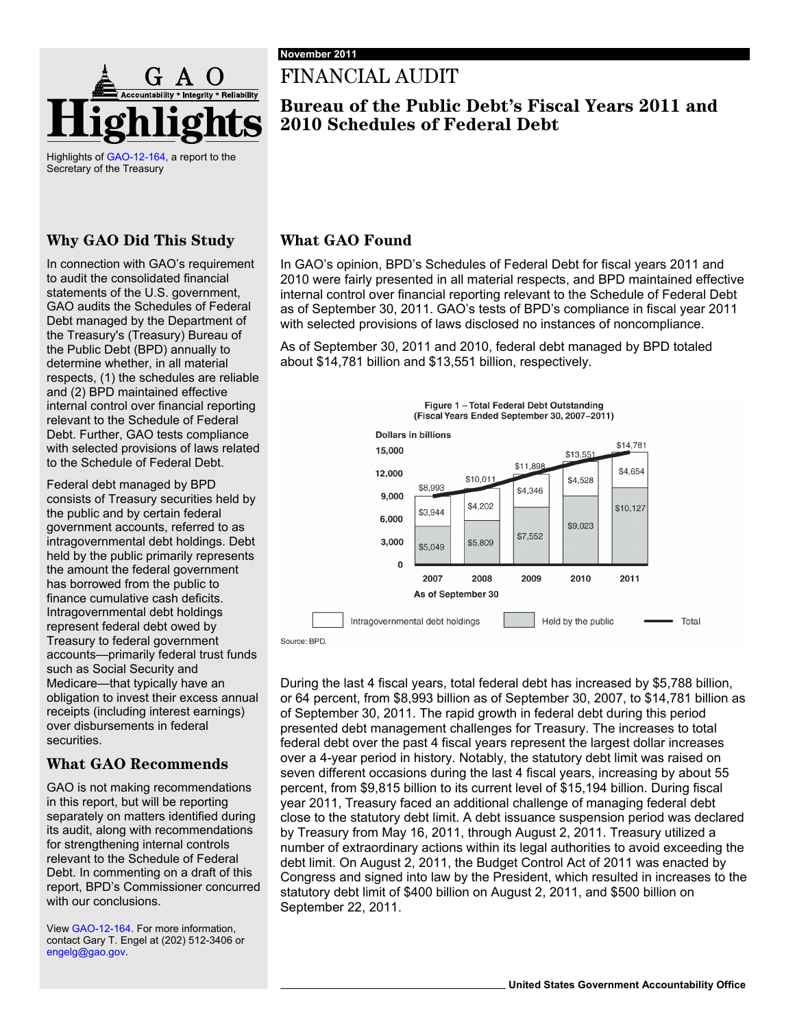# GAO Highlights

Highlights of GAO-12-164, a report to the Secretary of the Treasury

November 2011

# FINANCIAL AUDIT

## Bureau of the Public Debt's Fiscal Years 2011 and 2010 Schedules of Federal Debt

### Why GAO Did This Study

In connection with GAO's requirement to audit the consolidated financial statements of the U.S. government, GAO audits the Schedules of Federal Debt managed by the Department of the Treasury's (Treasury) Bureau of the Public Debt (BPD) annually to determine whether, in all material respects, (1) the schedules are reliable and (2) BPD maintained effective internal control over financial reporting relevant to the Schedule of Federal Debt. Further, GAO tests compliance with selected provisions of laws related to the Schedule of Federal Debt.

Federal debt managed by BPD consists of Treasury securities held by the public and by certain federal government accounts, referred to as intragovernmental debt holdings. Debt held by the public primarily represents the amount the federal government has borrowed from the public to finance cumulative cash deficits. Intragovernmental debt holdings represent federal debt owed by Treasury to federal government accounts—primarily federal trust funds such as Social Security and Medicare—that typically have an obligation to invest their excess annual receipts (including interest earnings) over disbursements in federal securities.

### What GAO Recommends

GAO is not making recommendations in this report, but will be reporting separately on matters identified during its audit, along with recommendations for strengthening internal controls relevant to the Schedule of Federal Debt. In commenting on a draft of this report, BPD's Commissioner concurred with our conclusions.

View GAO-12-164. For more information, contact Gary T. Engel at (202) 512-3406 or engelg@gao.gov.

### What GAO Found

In GAO's opinion, BPD's Schedules of Federal Debt for fiscal years 2011 and 2010 were fairly presented in all material respects, and BPD maintained effective internal control over financial reporting relevant to the Schedule of Federal Debt as of September 30, 2011. GAO's tests of BPD's compliance in fiscal year 2011 with selected provisions of laws disclosed no instances of noncompliance.

As of September 30, 2011 and 2010, federal debt managed by BPD totaled about $14,781 billion and $13,551 billion, respectively.

Figure 1 – Total Federal Debt Outstanding (Fiscal Years Ended September 30, 2007–2011)

Dollars in billions

| As of September 30 | Held by the public | Intragovernmental debt holdings | Total |
|---|---|---|---|
| 2007 | $5,049 | $3,944 | $8,993 |
| 2008 | $5,809 | $4,202 | $10,011 |
| 2009 | $7,552 | $4,346 | $11,898 |
| 2010 | $9,023 | $4,528 | $13,551 |
| 2011 | $10,127 | $4,654 | $14,781 |

Source: BPD.

During the last 4 fiscal years, total federal debt has increased by $5,788 billion, or 64 percent, from $8,993 billion as of September 30, 2007, to $14,781 billion as of September 30, 2011. The rapid growth in federal debt during this period presented debt management challenges for Treasury. The increases to total federal debt over the past 4 fiscal years represent the largest dollar increases over a 4-year period in history. Notably, the statutory debt limit was raised on seven different occasions during the last 4 fiscal years, increasing by about 55 percent, from $9,815 billion to its current level of $15,194 billion. During fiscal year 2011, Treasury faced an additional challenge of managing federal debt close to the statutory debt limit. A debt issuance suspension period was declared by Treasury from May 16, 2011, through August 2, 2011. Treasury utilized a number of extraordinary actions within its legal authorities to avoid exceeding the debt limit. On August 2, 2011, the Budget Control Act of 2011 was enacted by Congress and signed into law by the President, which resulted in increases to the statutory debt limit of $400 billion on August 2, 2011, and $500 billion on September 22, 2011.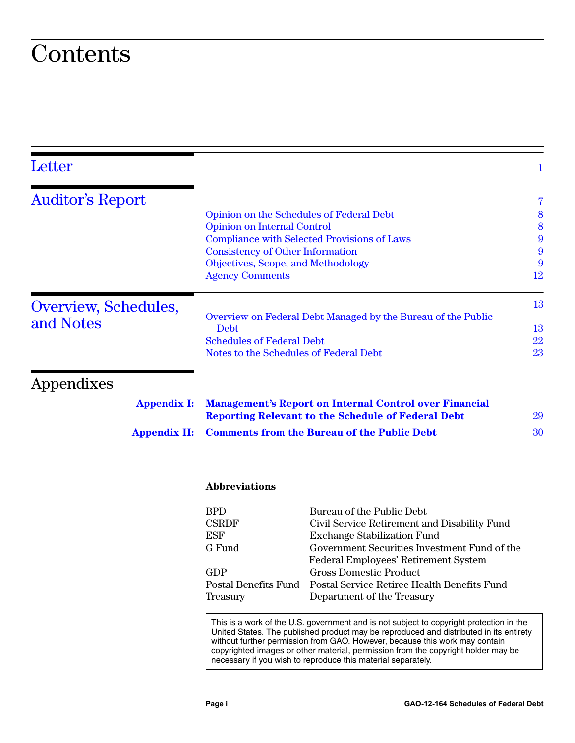# Contents

| | | |
|---|---|---|
| **Letter** | | 1 |
| **Auditor's Report** | | 7 |
| | Opinion on the Schedules of Federal Debt | 8 |
| | Opinion on Internal Control | 8 |
| | Compliance with Selected Provisions of Laws | 9 |
| | Consistency of Other Information | 9 |
| | Objectives, Scope, and Methodology | 9 |
| | Agency Comments | 12 |
| **Overview, Schedules, and Notes** | | 13 |
| | Overview on Federal Debt Managed by the Bureau of the Public Debt | 13 |
| | Schedules of Federal Debt | 22 |
| | Notes to the Schedules of Federal Debt | 23 |

## Appendixes

| | | |
|---|---|---|
| **Appendix I:** | **Management's Report on Internal Control over Financial Reporting Relevant to the Schedule of Federal Debt** | 29 |
| **Appendix II:** | **Comments from the Bureau of the Public Debt** | 30 |

**Abbreviations**

| | |
|---|---|
| BPD | Bureau of the Public Debt |
| CSRDF | Civil Service Retirement and Disability Fund |
| ESF | Exchange Stabilization Fund |
| G Fund | Government Securities Investment Fund of the Federal Employees' Retirement System |
| GDP | Gross Domestic Product |
| Postal Benefits Fund | Postal Service Retiree Health Benefits Fund |
| Treasury | Department of the Treasury |

This is a work of the U.S. government and is not subject to copyright protection in the United States. The published product may be reproduced and distributed in its entirety without further permission from GAO. However, because this work may contain copyrighted images or other material, permission from the copyright holder may be necessary if you wish to reproduce this material separately.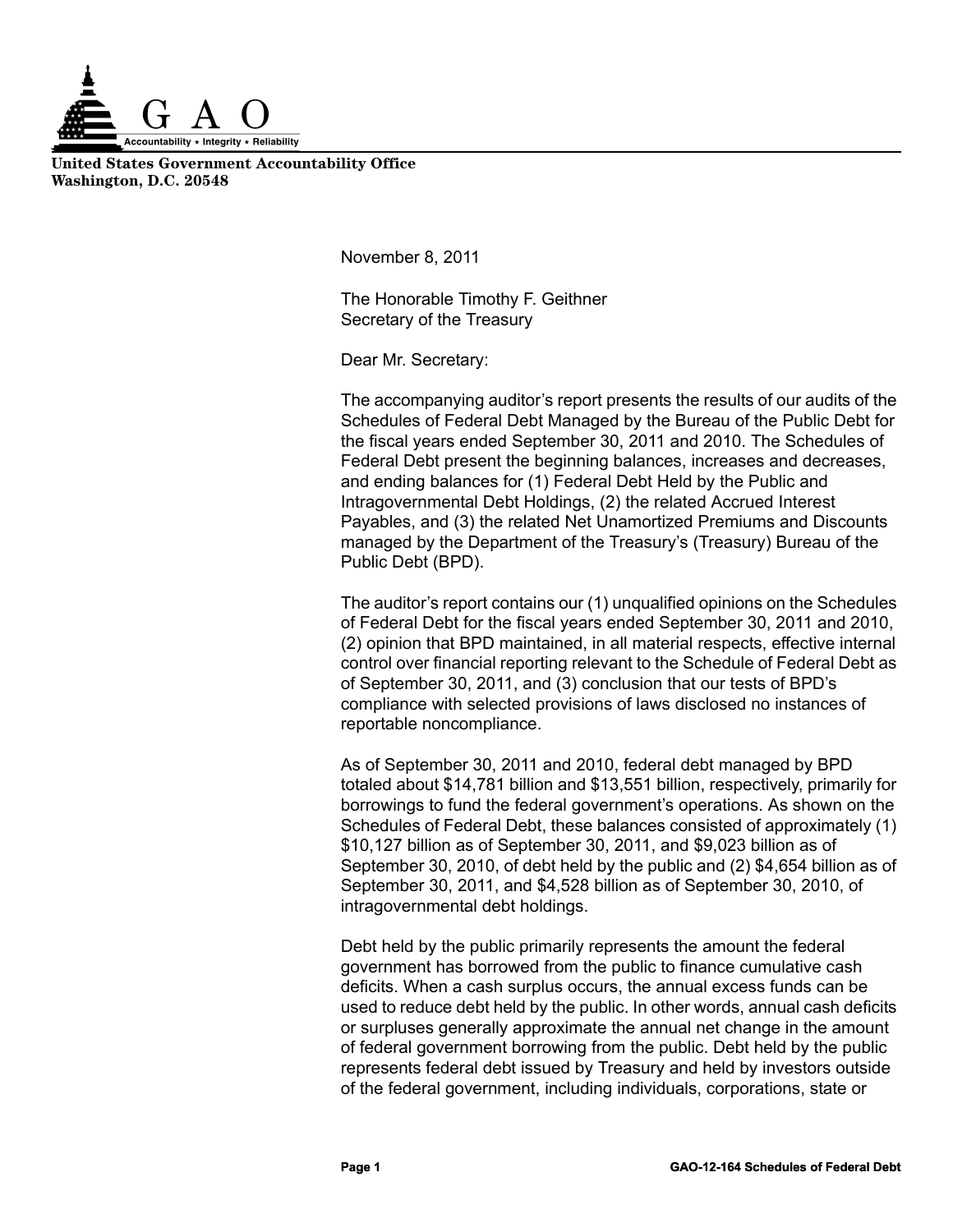**United States Government Accountability Office**
**Washington, D.C. 20548**

November 8, 2011

The Honorable Timothy F. Geithner
Secretary of the Treasury

Dear Mr. Secretary:

The accompanying auditor's report presents the results of our audits of the Schedules of Federal Debt Managed by the Bureau of the Public Debt for the fiscal years ended September 30, 2011 and 2010. The Schedules of Federal Debt present the beginning balances, increases and decreases, and ending balances for (1) Federal Debt Held by the Public and Intragovernmental Debt Holdings, (2) the related Accrued Interest Payables, and (3) the related Net Unamortized Premiums and Discounts managed by the Department of the Treasury's (Treasury) Bureau of the Public Debt (BPD).

The auditor's report contains our (1) unqualified opinions on the Schedules of Federal Debt for the fiscal years ended September 30, 2011 and 2010, (2) opinion that BPD maintained, in all material respects, effective internal control over financial reporting relevant to the Schedule of Federal Debt as of September 30, 2011, and (3) conclusion that our tests of BPD's compliance with selected provisions of laws disclosed no instances of reportable noncompliance.

As of September 30, 2011 and 2010, federal debt managed by BPD totaled about $14,781 billion and $13,551 billion, respectively, primarily for borrowings to fund the federal government's operations. As shown on the Schedules of Federal Debt, these balances consisted of approximately (1) $10,127 billion as of September 30, 2011, and $9,023 billion as of September 30, 2010, of debt held by the public and (2) $4,654 billion as of September 30, 2011, and $4,528 billion as of September 30, 2010, of intragovernmental debt holdings.

Debt held by the public primarily represents the amount the federal government has borrowed from the public to finance cumulative cash deficits. When a cash surplus occurs, the annual excess funds can be used to reduce debt held by the public. In other words, annual cash deficits or surpluses generally approximate the annual net change in the amount of federal government borrowing from the public. Debt held by the public represents federal debt issued by Treasury and held by investors outside of the federal government, including individuals, corporations, state or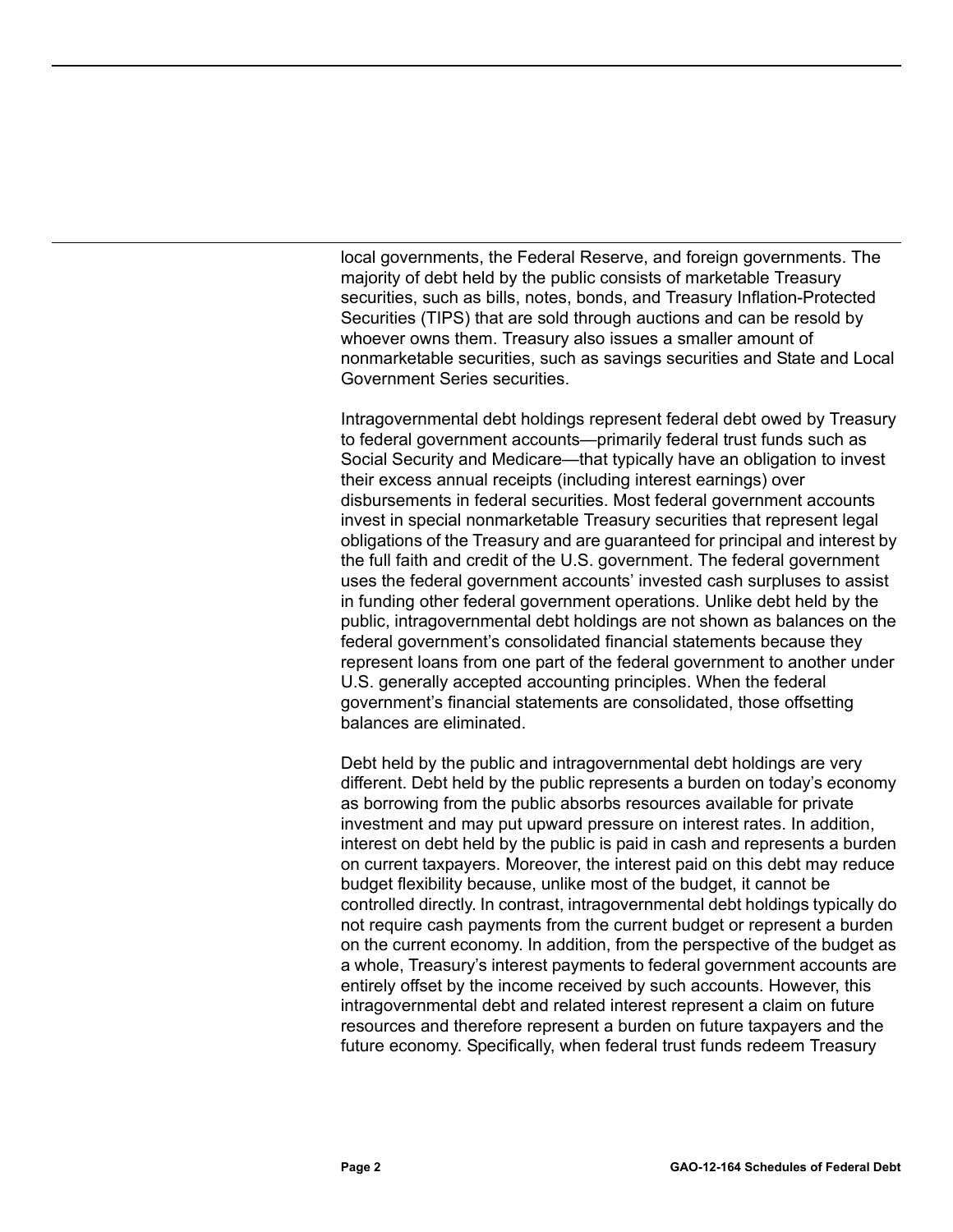local governments, the Federal Reserve, and foreign governments. The majority of debt held by the public consists of marketable Treasury securities, such as bills, notes, bonds, and Treasury Inflation-Protected Securities (TIPS) that are sold through auctions and can be resold by whoever owns them. Treasury also issues a smaller amount of nonmarketable securities, such as savings securities and State and Local Government Series securities.

Intragovernmental debt holdings represent federal debt owed by Treasury to federal government accounts—primarily federal trust funds such as Social Security and Medicare—that typically have an obligation to invest their excess annual receipts (including interest earnings) over disbursements in federal securities. Most federal government accounts invest in special nonmarketable Treasury securities that represent legal obligations of the Treasury and are guaranteed for principal and interest by the full faith and credit of the U.S. government. The federal government uses the federal government accounts' invested cash surpluses to assist in funding other federal government operations. Unlike debt held by the public, intragovernmental debt holdings are not shown as balances on the federal government's consolidated financial statements because they represent loans from one part of the federal government to another under U.S. generally accepted accounting principles. When the federal government's financial statements are consolidated, those offsetting balances are eliminated.

Debt held by the public and intragovernmental debt holdings are very different. Debt held by the public represents a burden on today's economy as borrowing from the public absorbs resources available for private investment and may put upward pressure on interest rates. In addition, interest on debt held by the public is paid in cash and represents a burden on current taxpayers. Moreover, the interest paid on this debt may reduce budget flexibility because, unlike most of the budget, it cannot be controlled directly. In contrast, intragovernmental debt holdings typically do not require cash payments from the current budget or represent a burden on the current economy. In addition, from the perspective of the budget as a whole, Treasury's interest payments to federal government accounts are entirely offset by the income received by such accounts. However, this intragovernmental debt and related interest represent a claim on future resources and therefore represent a burden on future taxpayers and the future economy. Specifically, when federal trust funds redeem Treasury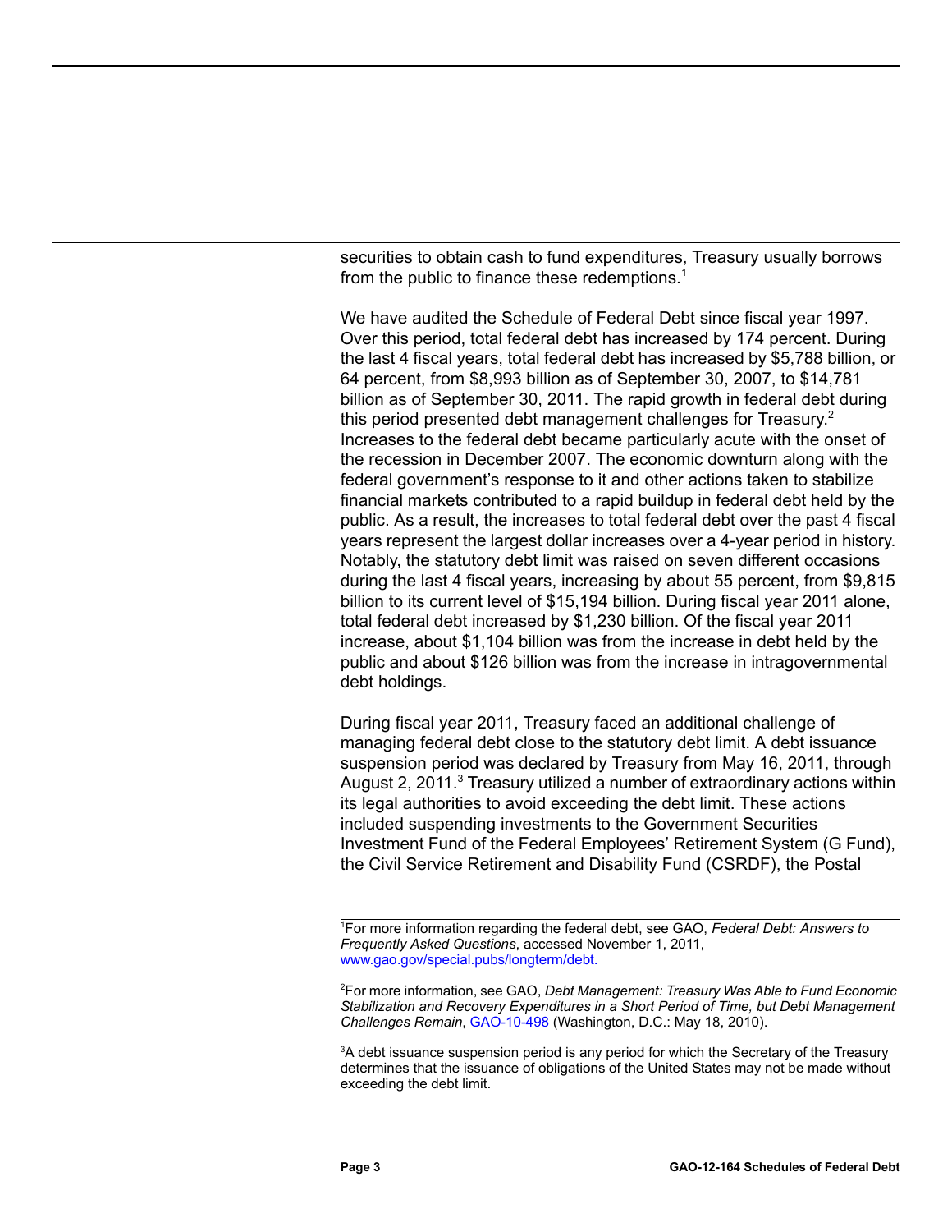securities to obtain cash to fund expenditures, Treasury usually borrows from the public to finance these redemptions.[1]

We have audited the Schedule of Federal Debt since fiscal year 1997. Over this period, total federal debt has increased by 174 percent. During the last 4 fiscal years, total federal debt has increased by $5,788 billion, or 64 percent, from $8,993 billion as of September 30, 2007, to $14,781 billion as of September 30, 2011. The rapid growth in federal debt during this period presented debt management challenges for Treasury.[2] Increases to the federal debt became particularly acute with the onset of the recession in December 2007. The economic downturn along with the federal government's response to it and other actions taken to stabilize financial markets contributed to a rapid buildup in federal debt held by the public. As a result, the increases to total federal debt over the past 4 fiscal years represent the largest dollar increases over a 4-year period in history. Notably, the statutory debt limit was raised on seven different occasions during the last 4 fiscal years, increasing by about 55 percent, from $9,815 billion to its current level of $15,194 billion. During fiscal year 2011 alone, total federal debt increased by $1,230 billion. Of the fiscal year 2011 increase, about $1,104 billion was from the increase in debt held by the public and about $126 billion was from the increase in intragovernmental debt holdings.

During fiscal year 2011, Treasury faced an additional challenge of managing federal debt close to the statutory debt limit. A debt issuance suspension period was declared by Treasury from May 16, 2011, through August 2, 2011.[3] Treasury utilized a number of extraordinary actions within its legal authorities to avoid exceeding the debt limit. These actions included suspending investments to the Government Securities Investment Fund of the Federal Employees' Retirement System (G Fund), the Civil Service Retirement and Disability Fund (CSRDF), the Postal

---

[1]For more information regarding the federal debt, see GAO, *Federal Debt: Answers to Frequently Asked Questions*, accessed November 1, 2011, www.gao.gov/special.pubs/longterm/debt.

[2]For more information, see GAO, *Debt Management: Treasury Was Able to Fund Economic Stabilization and Recovery Expenditures in a Short Period of Time, but Debt Management Challenges Remain*, GAO-10-498 (Washington, D.C.: May 18, 2010).

[3]A debt issuance suspension period is any period for which the Secretary of the Treasury determines that the issuance of obligations of the United States may not be made without exceeding the debt limit.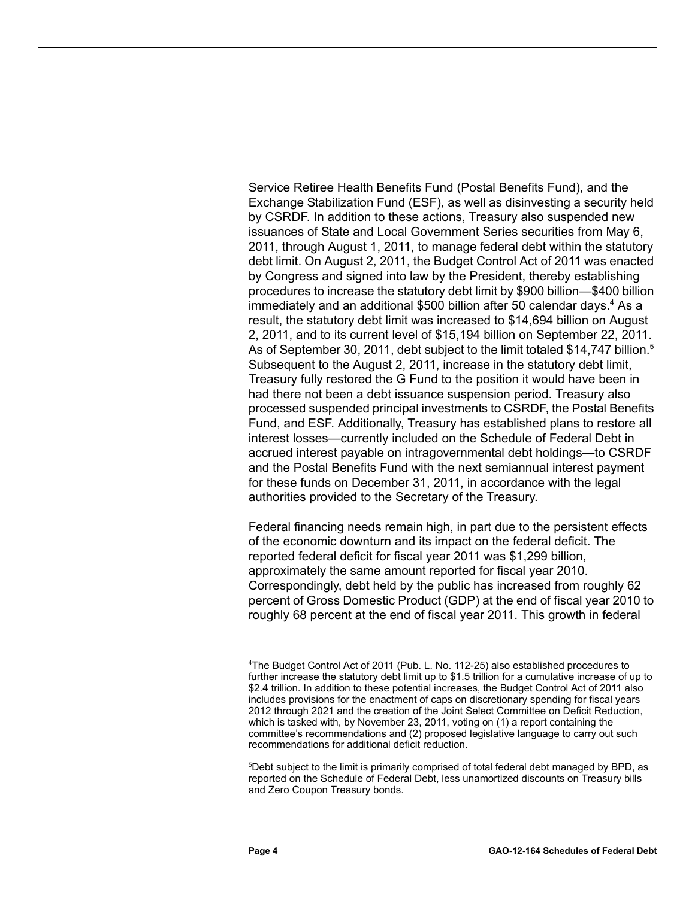Service Retiree Health Benefits Fund (Postal Benefits Fund), and the Exchange Stabilization Fund (ESF), as well as disinvesting a security held by CSRDF. In addition to these actions, Treasury also suspended new issuances of State and Local Government Series securities from May 6, 2011, through August 1, 2011, to manage federal debt within the statutory debt limit. On August 2, 2011, the Budget Control Act of 2011 was enacted by Congress and signed into law by the President, thereby establishing procedures to increase the statutory debt limit by $900 billion—$400 billion immediately and an additional $500 billion after 50 calendar days.[4] As a result, the statutory debt limit was increased to $14,694 billion on August 2, 2011, and to its current level of $15,194 billion on September 22, 2011. As of September 30, 2011, debt subject to the limit totaled $14,747 billion.[5] Subsequent to the August 2, 2011, increase in the statutory debt limit, Treasury fully restored the G Fund to the position it would have been in had there not been a debt issuance suspension period. Treasury also processed suspended principal investments to CSRDF, the Postal Benefits Fund, and ESF. Additionally, Treasury has established plans to restore all interest losses—currently included on the Schedule of Federal Debt in accrued interest payable on intragovernmental debt holdings—to CSRDF and the Postal Benefits Fund with the next semiannual interest payment for these funds on December 31, 2011, in accordance with the legal authorities provided to the Secretary of the Treasury.

Federal financing needs remain high, in part due to the persistent effects of the economic downturn and its impact on the federal deficit. The reported federal deficit for fiscal year 2011 was $1,299 billion, approximately the same amount reported for fiscal year 2010. Correspondingly, debt held by the public has increased from roughly 62 percent of Gross Domestic Product (GDP) at the end of fiscal year 2010 to roughly 68 percent at the end of fiscal year 2011. This growth in federal

[4]The Budget Control Act of 2011 (Pub. L. No. 112-25) also established procedures to further increase the statutory debt limit up to $1.5 trillion for a cumulative increase of up to $2.4 trillion. In addition to these potential increases, the Budget Control Act of 2011 also includes provisions for the enactment of caps on discretionary spending for fiscal years 2012 through 2021 and the creation of the Joint Select Committee on Deficit Reduction, which is tasked with, by November 23, 2011, voting on (1) a report containing the committee's recommendations and (2) proposed legislative language to carry out such recommendations for additional deficit reduction.

[5]Debt subject to the limit is primarily comprised of total federal debt managed by BPD, as reported on the Schedule of Federal Debt, less unamortized discounts on Treasury bills and Zero Coupon Treasury bonds.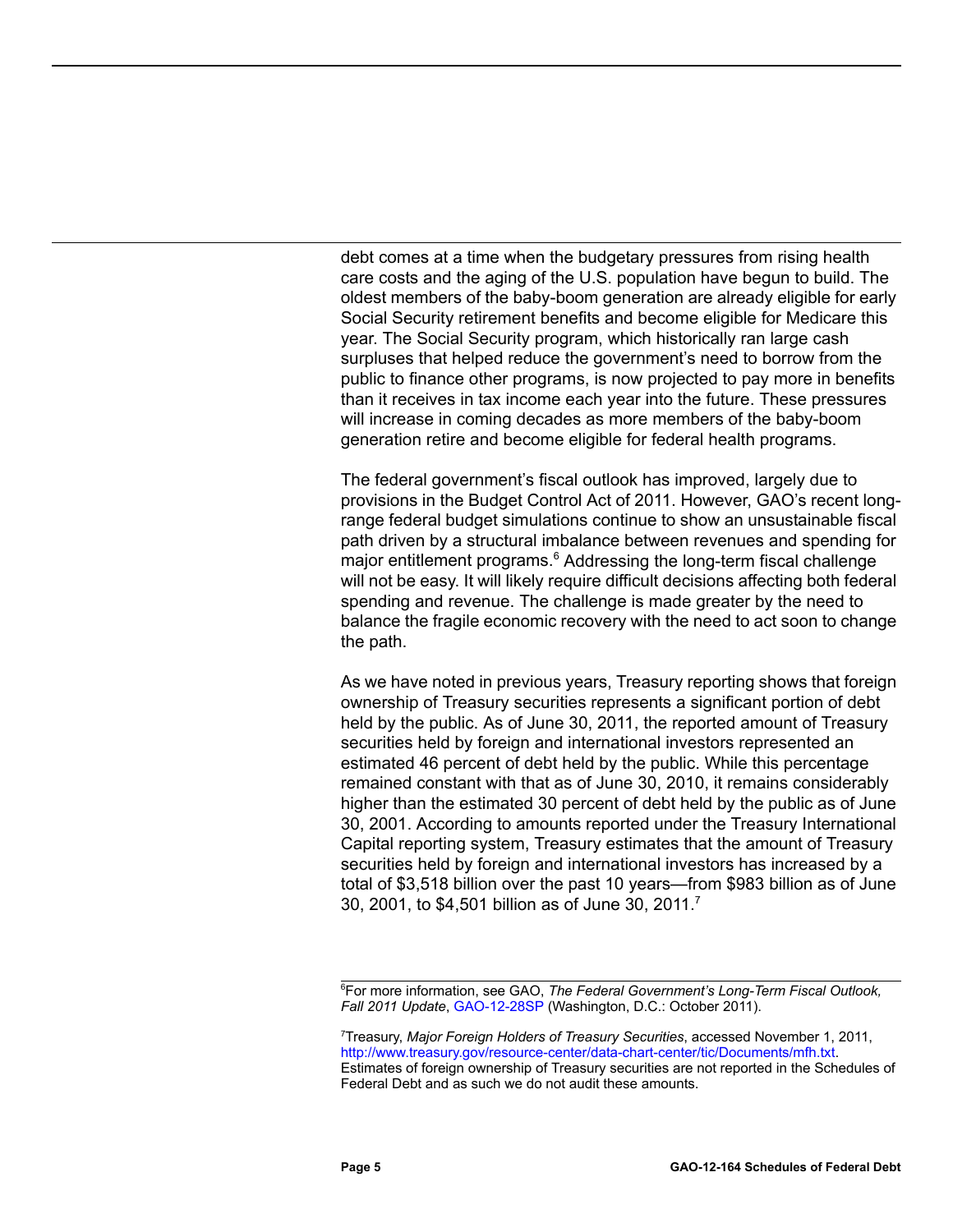debt comes at a time when the budgetary pressures from rising health care costs and the aging of the U.S. population have begun to build. The oldest members of the baby-boom generation are already eligible for early Social Security retirement benefits and become eligible for Medicare this year. The Social Security program, which historically ran large cash surpluses that helped reduce the government's need to borrow from the public to finance other programs, is now projected to pay more in benefits than it receives in tax income each year into the future. These pressures will increase in coming decades as more members of the baby-boom generation retire and become eligible for federal health programs.

The federal government's fiscal outlook has improved, largely due to provisions in the Budget Control Act of 2011. However, GAO's recent long-range federal budget simulations continue to show an unsustainable fiscal path driven by a structural imbalance between revenues and spending for major entitlement programs.[6] Addressing the long-term fiscal challenge will not be easy. It will likely require difficult decisions affecting both federal spending and revenue. The challenge is made greater by the need to balance the fragile economic recovery with the need to act soon to change the path.

As we have noted in previous years, Treasury reporting shows that foreign ownership of Treasury securities represents a significant portion of debt held by the public. As of June 30, 2011, the reported amount of Treasury securities held by foreign and international investors represented an estimated 46 percent of debt held by the public. While this percentage remained constant with that as of June 30, 2010, it remains considerably higher than the estimated 30 percent of debt held by the public as of June 30, 2001. According to amounts reported under the Treasury International Capital reporting system, Treasury estimates that the amount of Treasury securities held by foreign and international investors has increased by a total of $3,518 billion over the past 10 years—from $983 billion as of June 30, 2001, to $4,501 billion as of June 30, 2011.[7]

---

[6]For more information, see GAO, *The Federal Government's Long-Term Fiscal Outlook, Fall 2011 Update*, GAO-12-28SP (Washington, D.C.: October 2011).

[7]Treasury, *Major Foreign Holders of Treasury Securities*, accessed November 1, 2011, http://www.treasury.gov/resource-center/data-chart-center/tic/Documents/mfh.txt. Estimates of foreign ownership of Treasury securities are not reported in the Schedules of Federal Debt and as such we do not audit these amounts.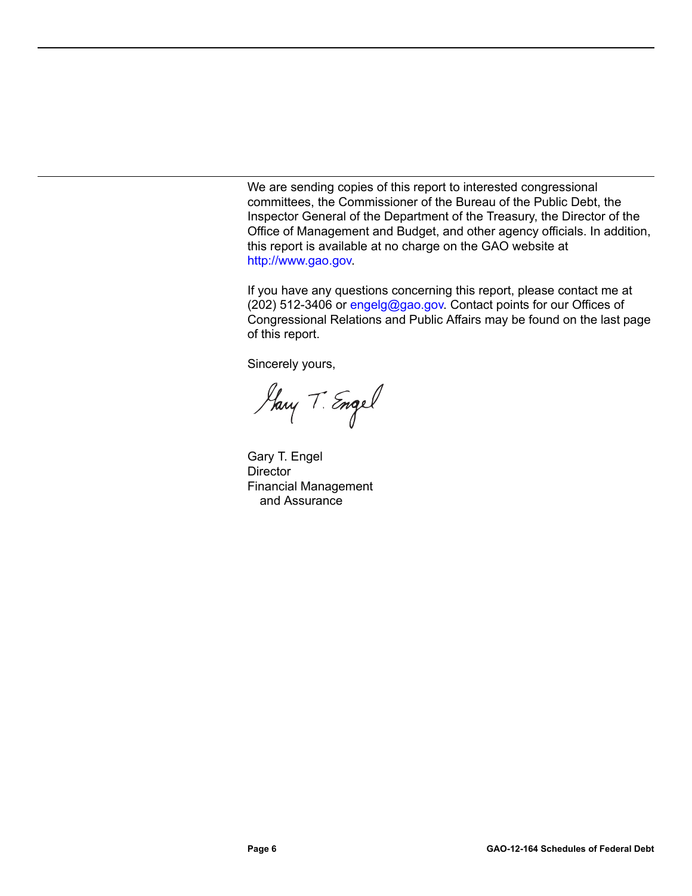We are sending copies of this report to interested congressional committees, the Commissioner of the Bureau of the Public Debt, the Inspector General of the Department of the Treasury, the Director of the Office of Management and Budget, and other agency officials. In addition, this report is available at no charge on the GAO website at http://www.gao.gov.

If you have any questions concerning this report, please contact me at (202) 512-3406 or engelg@gao.gov. Contact points for our Offices of Congressional Relations and Public Affairs may be found on the last page of this report.

Sincerely yours,

Gary T. Engel

Gary T. Engel
Director
Financial Management
and Assurance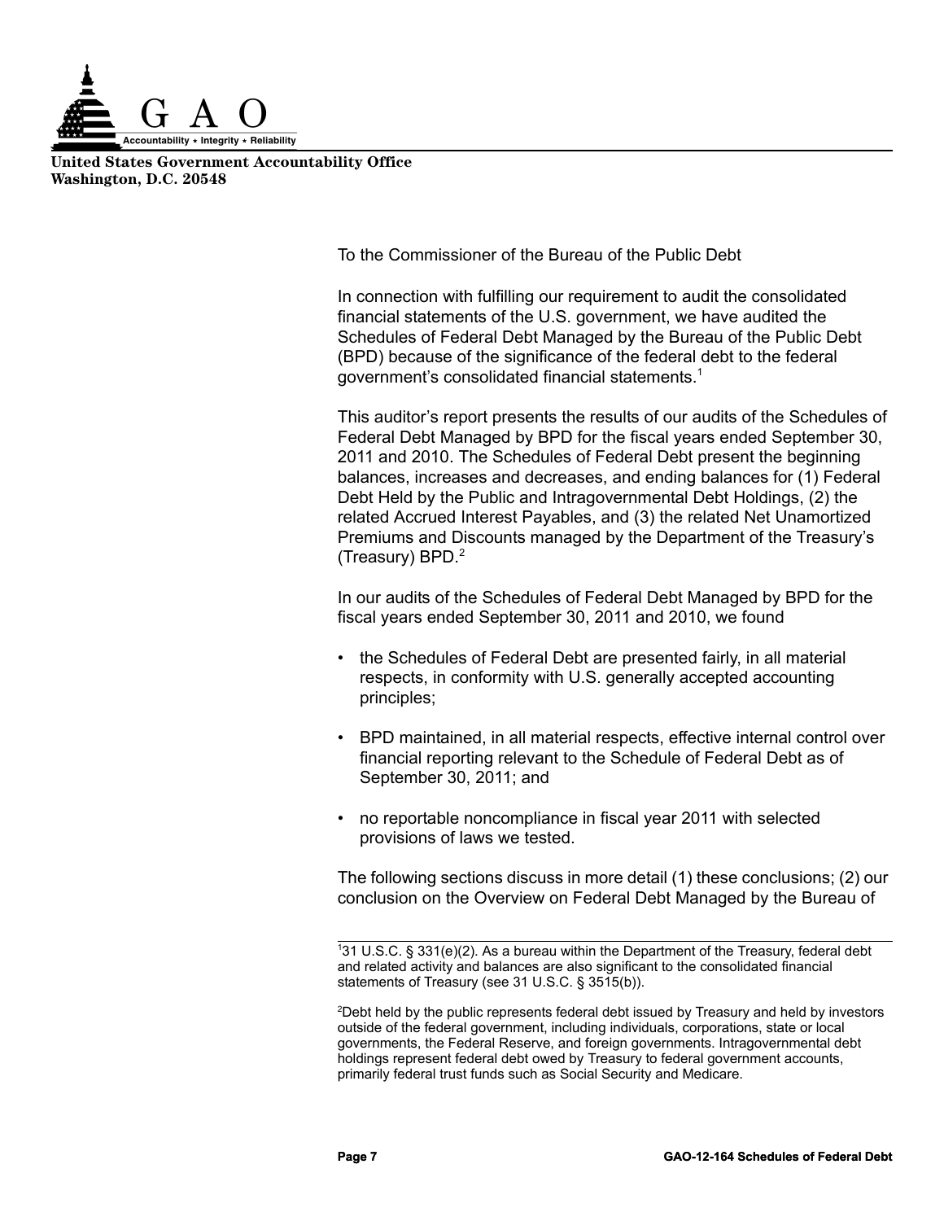**United States Government Accountability Office**
**Washington, D.C. 20548**

To the Commissioner of the Bureau of the Public Debt

In connection with fulfilling our requirement to audit the consolidated financial statements of the U.S. government, we have audited the Schedules of Federal Debt Managed by the Bureau of the Public Debt (BPD) because of the significance of the federal debt to the federal government's consolidated financial statements.[1]

This auditor's report presents the results of our audits of the Schedules of Federal Debt Managed by BPD for the fiscal years ended September 30, 2011 and 2010. The Schedules of Federal Debt present the beginning balances, increases and decreases, and ending balances for (1) Federal Debt Held by the Public and Intragovernmental Debt Holdings, (2) the related Accrued Interest Payables, and (3) the related Net Unamortized Premiums and Discounts managed by the Department of the Treasury's (Treasury) BPD.[2]

In our audits of the Schedules of Federal Debt Managed by BPD for the fiscal years ended September 30, 2011 and 2010, we found

- the Schedules of Federal Debt are presented fairly, in all material respects, in conformity with U.S. generally accepted accounting principles;
- BPD maintained, in all material respects, effective internal control over financial reporting relevant to the Schedule of Federal Debt as of September 30, 2011; and
- no reportable noncompliance in fiscal year 2011 with selected provisions of laws we tested.

The following sections discuss in more detail (1) these conclusions; (2) our conclusion on the Overview on Federal Debt Managed by the Bureau of

---

[1] 31 U.S.C. § 331(e)(2). As a bureau within the Department of the Treasury, federal debt and related activity and balances are also significant to the consolidated financial statements of Treasury (see 31 U.S.C. § 3515(b)).

[2] Debt held by the public represents federal debt issued by Treasury and held by investors outside of the federal government, including individuals, corporations, state or local governments, the Federal Reserve, and foreign governments. Intragovernmental debt holdings represent federal debt owed by Treasury to federal government accounts, primarily federal trust funds such as Social Security and Medicare.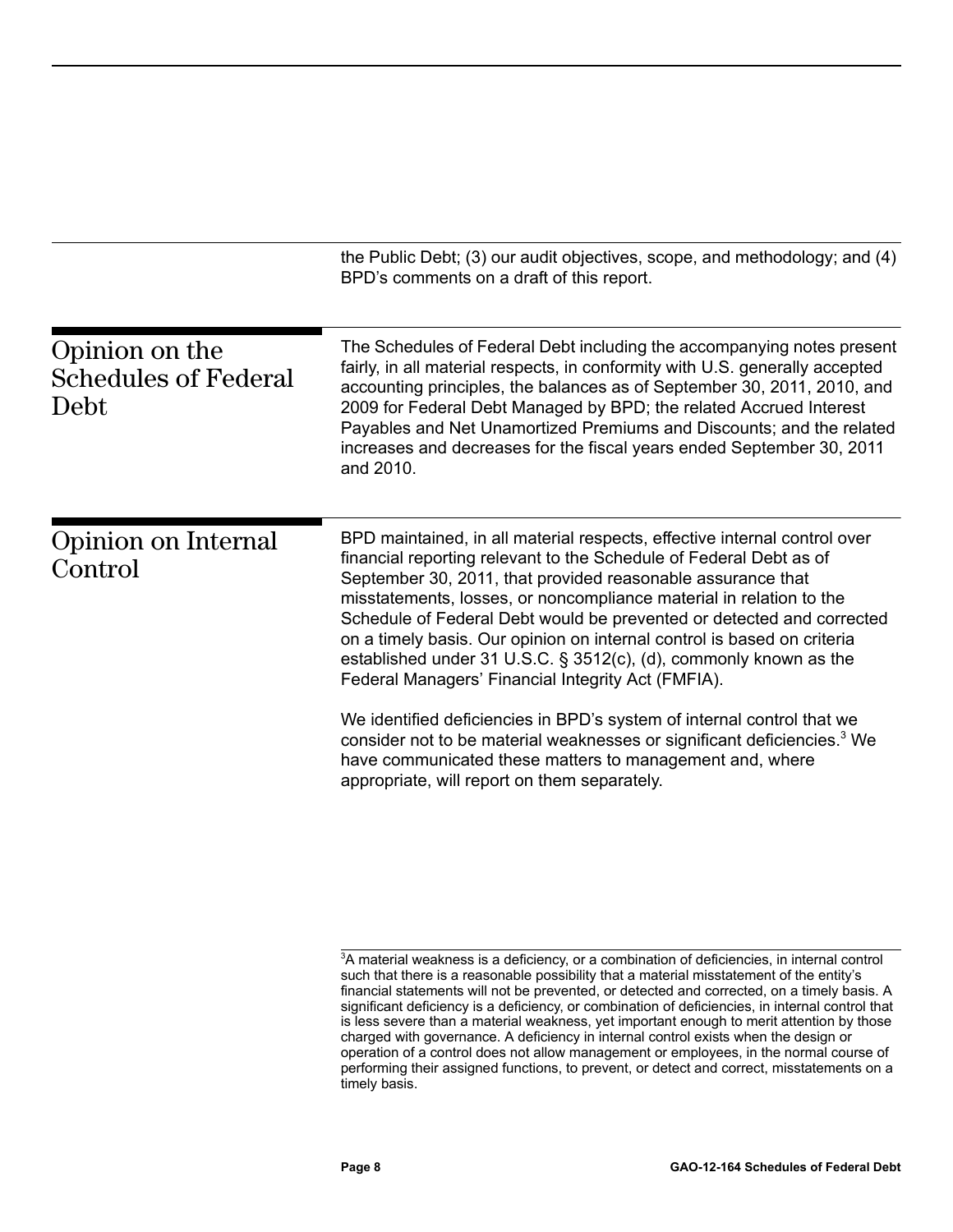the Public Debt; (3) our audit objectives, scope, and methodology; and (4) BPD's comments on a draft of this report.

## Opinion on the Schedules of Federal Debt

The Schedules of Federal Debt including the accompanying notes present fairly, in all material respects, in conformity with U.S. generally accepted accounting principles, the balances as of September 30, 2011, 2010, and 2009 for Federal Debt Managed by BPD; the related Accrued Interest Payables and Net Unamortized Premiums and Discounts; and the related increases and decreases for the fiscal years ended September 30, 2011 and 2010.

## Opinion on Internal Control

BPD maintained, in all material respects, effective internal control over financial reporting relevant to the Schedule of Federal Debt as of September 30, 2011, that provided reasonable assurance that misstatements, losses, or noncompliance material in relation to the Schedule of Federal Debt would be prevented or detected and corrected on a timely basis. Our opinion on internal control is based on criteria established under 31 U.S.C. § 3512(c), (d), commonly known as the Federal Managers' Financial Integrity Act (FMFIA).

We identified deficiencies in BPD's system of internal control that we consider not to be material weaknesses or significant deficiencies.[3] We have communicated these matters to management and, where appropriate, will report on them separately.

---

[3]A material weakness is a deficiency, or a combination of deficiencies, in internal control such that there is a reasonable possibility that a material misstatement of the entity's financial statements will not be prevented, or detected and corrected, on a timely basis. A significant deficiency is a deficiency, or combination of deficiencies, in internal control that is less severe than a material weakness, yet important enough to merit attention by those charged with governance. A deficiency in internal control exists when the design or operation of a control does not allow management or employees, in the normal course of performing their assigned functions, to prevent, or detect and correct, misstatements on a timely basis.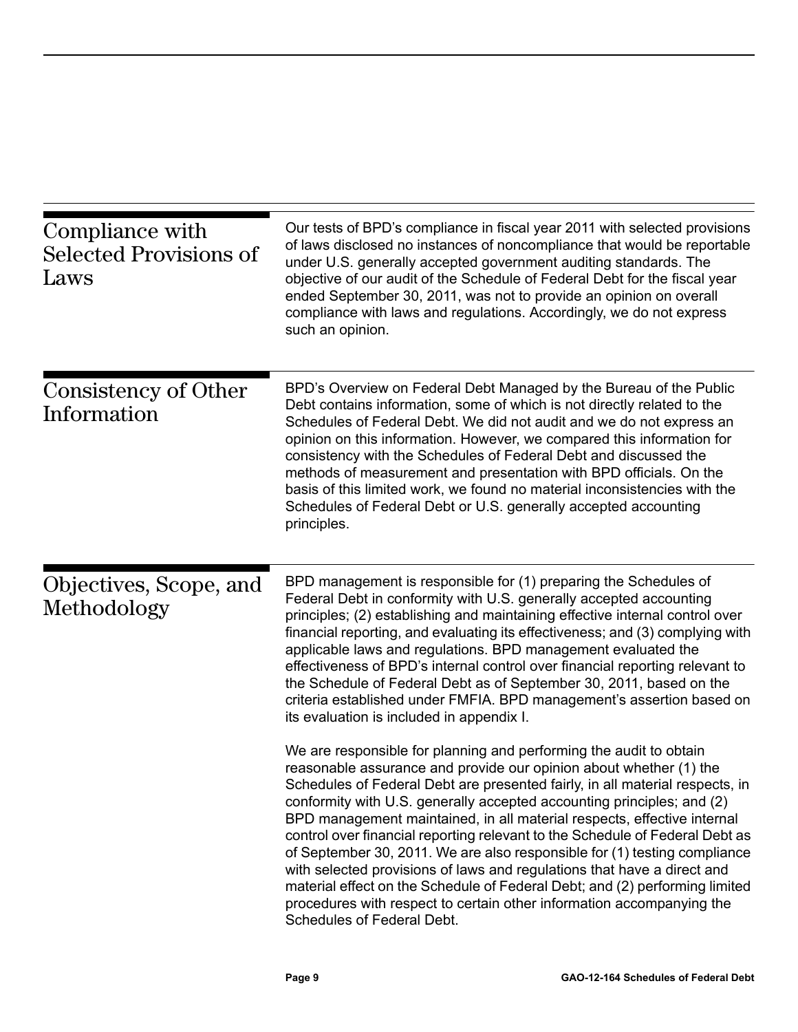## Compliance with Selected Provisions of Laws

Our tests of BPD's compliance in fiscal year 2011 with selected provisions of laws disclosed no instances of noncompliance that would be reportable under U.S. generally accepted government auditing standards. The objective of our audit of the Schedule of Federal Debt for the fiscal year ended September 30, 2011, was not to provide an opinion on overall compliance with laws and regulations. Accordingly, we do not express such an opinion.

## Consistency of Other Information

BPD's Overview on Federal Debt Managed by the Bureau of the Public Debt contains information, some of which is not directly related to the Schedules of Federal Debt. We did not audit and we do not express an opinion on this information. However, we compared this information for consistency with the Schedules of Federal Debt and discussed the methods of measurement and presentation with BPD officials. On the basis of this limited work, we found no material inconsistencies with the Schedules of Federal Debt or U.S. generally accepted accounting principles.

## Objectives, Scope, and Methodology

BPD management is responsible for (1) preparing the Schedules of Federal Debt in conformity with U.S. generally accepted accounting principles; (2) establishing and maintaining effective internal control over financial reporting, and evaluating its effectiveness; and (3) complying with applicable laws and regulations. BPD management evaluated the effectiveness of BPD's internal control over financial reporting relevant to the Schedule of Federal Debt as of September 30, 2011, based on the criteria established under FMFIA. BPD management's assertion based on its evaluation is included in appendix I.

We are responsible for planning and performing the audit to obtain reasonable assurance and provide our opinion about whether (1) the Schedules of Federal Debt are presented fairly, in all material respects, in conformity with U.S. generally accepted accounting principles; and (2) BPD management maintained, in all material respects, effective internal control over financial reporting relevant to the Schedule of Federal Debt as of September 30, 2011. We are also responsible for (1) testing compliance with selected provisions of laws and regulations that have a direct and material effect on the Schedule of Federal Debt; and (2) performing limited procedures with respect to certain other information accompanying the Schedules of Federal Debt.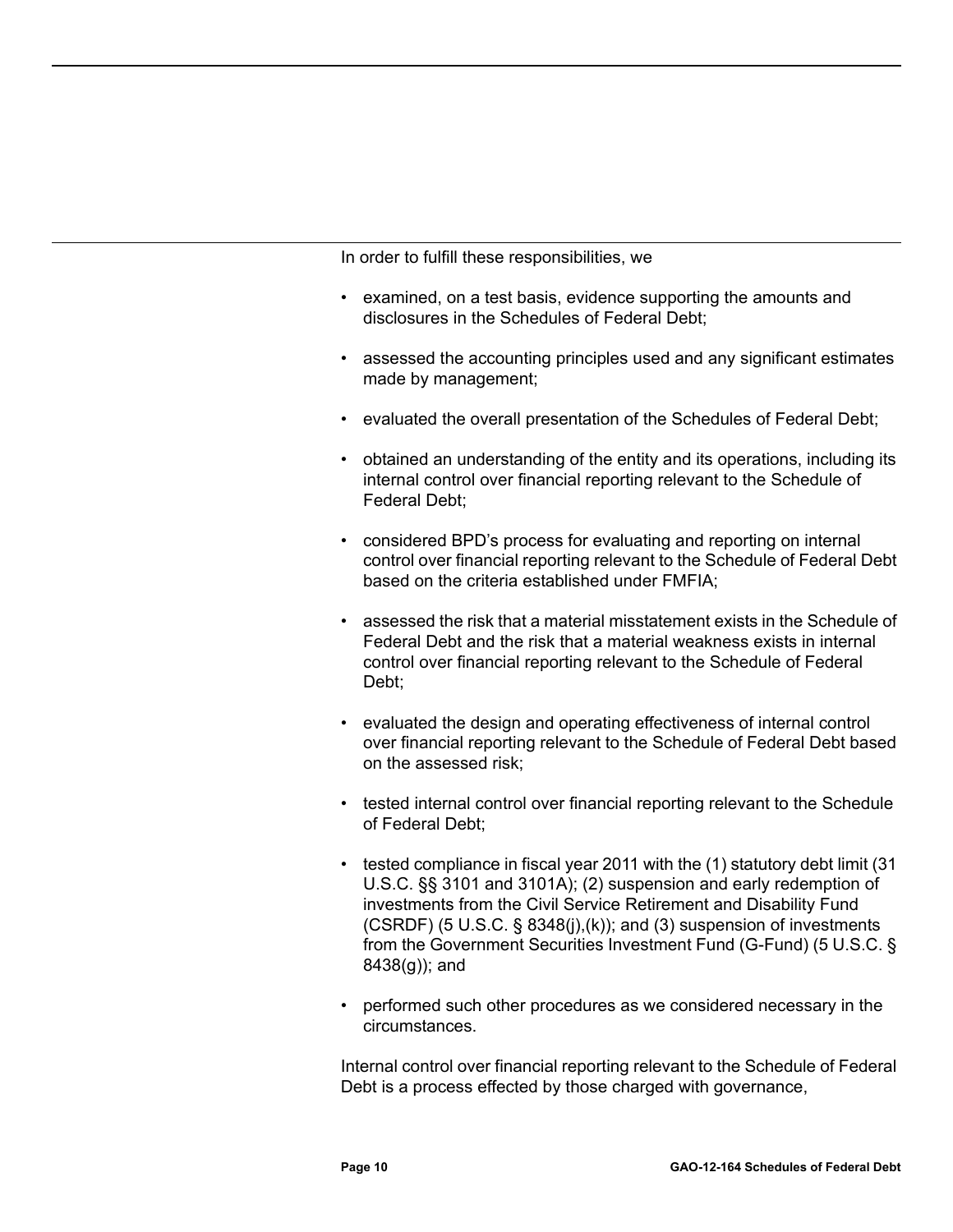In order to fulfill these responsibilities, we

- examined, on a test basis, evidence supporting the amounts and disclosures in the Schedules of Federal Debt;
- assessed the accounting principles used and any significant estimates made by management;
- evaluated the overall presentation of the Schedules of Federal Debt;
- obtained an understanding of the entity and its operations, including its internal control over financial reporting relevant to the Schedule of Federal Debt;
- considered BPD's process for evaluating and reporting on internal control over financial reporting relevant to the Schedule of Federal Debt based on the criteria established under FMFIA;
- assessed the risk that a material misstatement exists in the Schedule of Federal Debt and the risk that a material weakness exists in internal control over financial reporting relevant to the Schedule of Federal Debt;
- evaluated the design and operating effectiveness of internal control over financial reporting relevant to the Schedule of Federal Debt based on the assessed risk;
- tested internal control over financial reporting relevant to the Schedule of Federal Debt;
- tested compliance in fiscal year 2011 with the (1) statutory debt limit (31 U.S.C. §§ 3101 and 3101A); (2) suspension and early redemption of investments from the Civil Service Retirement and Disability Fund (CSRDF) (5 U.S.C. § 8348(j),(k)); and (3) suspension of investments from the Government Securities Investment Fund (G-Fund) (5 U.S.C. § 8438(g)); and
- performed such other procedures as we considered necessary in the circumstances.

Internal control over financial reporting relevant to the Schedule of Federal Debt is a process effected by those charged with governance,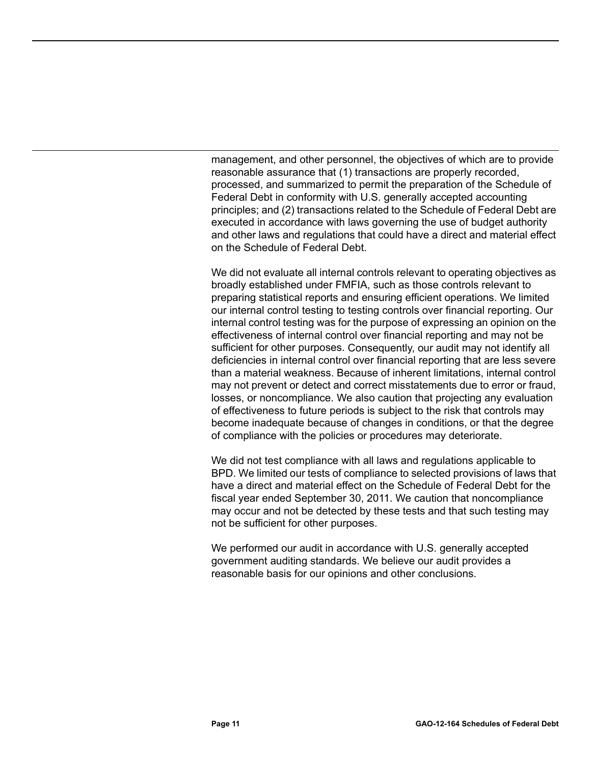management, and other personnel, the objectives of which are to provide reasonable assurance that (1) transactions are properly recorded, processed, and summarized to permit the preparation of the Schedule of Federal Debt in conformity with U.S. generally accepted accounting principles; and (2) transactions related to the Schedule of Federal Debt are executed in accordance with laws governing the use of budget authority and other laws and regulations that could have a direct and material effect on the Schedule of Federal Debt.

We did not evaluate all internal controls relevant to operating objectives as broadly established under FMFIA, such as those controls relevant to preparing statistical reports and ensuring efficient operations. We limited our internal control testing to testing controls over financial reporting. Our internal control testing was for the purpose of expressing an opinion on the effectiveness of internal control over financial reporting and may not be sufficient for other purposes. Consequently, our audit may not identify all deficiencies in internal control over financial reporting that are less severe than a material weakness. Because of inherent limitations, internal control may not prevent or detect and correct misstatements due to error or fraud, losses, or noncompliance. We also caution that projecting any evaluation of effectiveness to future periods is subject to the risk that controls may become inadequate because of changes in conditions, or that the degree of compliance with the policies or procedures may deteriorate.

We did not test compliance with all laws and regulations applicable to BPD. We limited our tests of compliance to selected provisions of laws that have a direct and material effect on the Schedule of Federal Debt for the fiscal year ended September 30, 2011. We caution that noncompliance may occur and not be detected by these tests and that such testing may not be sufficient for other purposes.

We performed our audit in accordance with U.S. generally accepted government auditing standards. We believe our audit provides a reasonable basis for our opinions and other conclusions.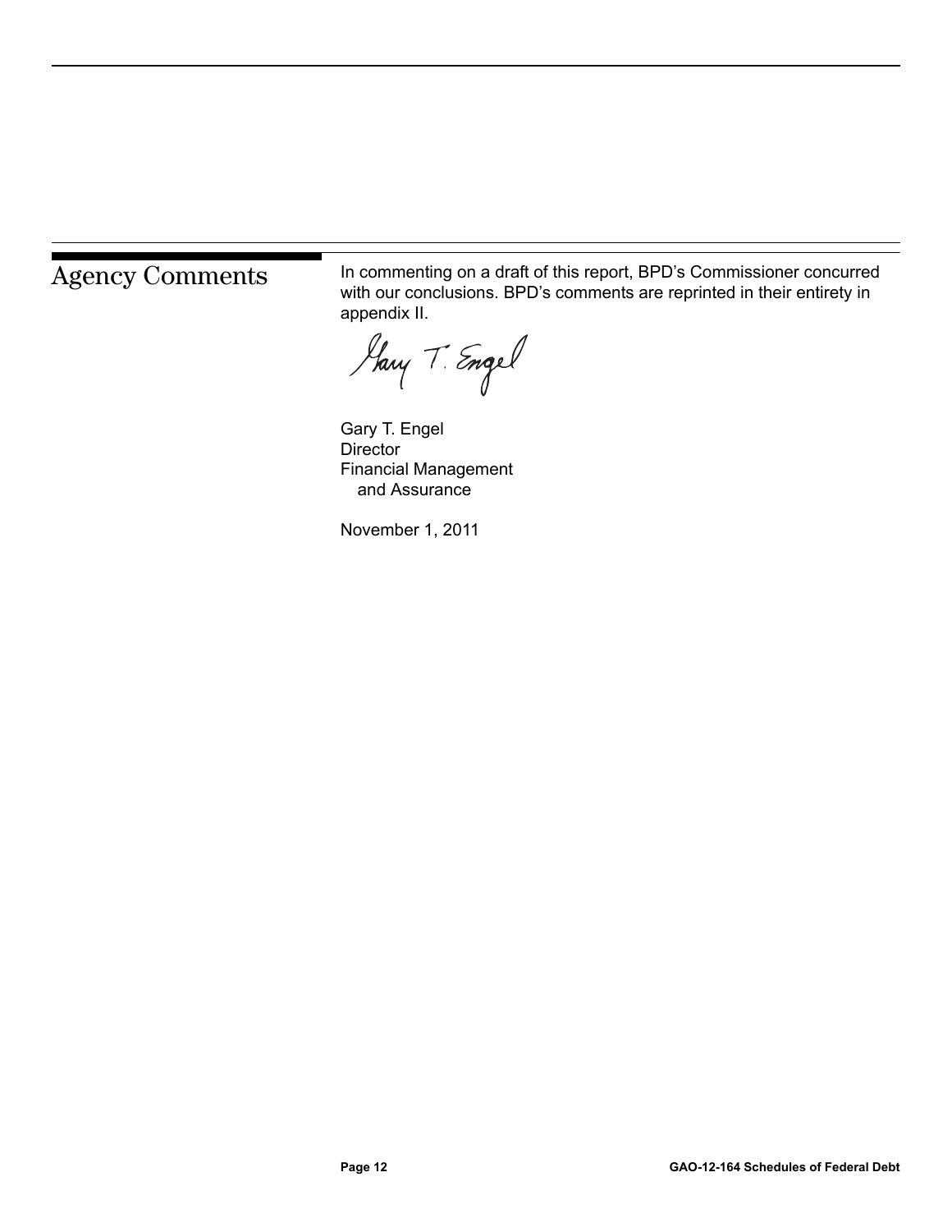## Agency Comments

In commenting on a draft of this report, BPD's Commissioner concurred with our conclusions. BPD's comments are reprinted in their entirety in appendix II.

Gary T. Engel
Director
Financial Management
and Assurance

November 1, 2011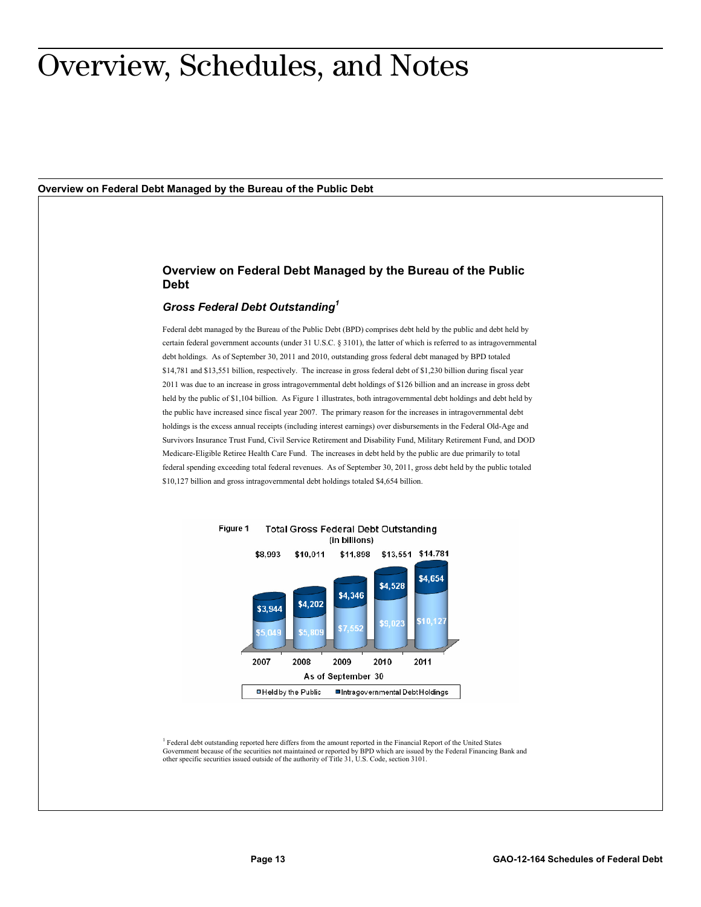# Overview, Schedules, and Notes

**Overview on Federal Debt Managed by the Bureau of the Public Debt**

## Overview on Federal Debt Managed by the Bureau of the Public Debt

### *Gross Federal Debt Outstanding*[1]

Federal debt managed by the Bureau of the Public Debt (BPD) comprises debt held by the public and debt held by certain federal government accounts (under 31 U.S.C. § 3101), the latter of which is referred to as intragovernmental debt holdings. As of September 30, 2011 and 2010, outstanding gross federal debt managed by BPD totaled $14,781 and $13,551 billion, respectively. The increase in gross federal debt of $1,230 billion during fiscal year 2011 was due to an increase in gross intragovernmental debt holdings of $126 billion and an increase in gross debt held by the public of $1,104 billion. As Figure 1 illustrates, both intragovernmental debt holdings and debt held by the public have increased since fiscal year 2007. The primary reason for the increases in intragovernmental debt holdings is the excess annual receipts (including interest earnings) over disbursements in the Federal Old-Age and Survivors Insurance Trust Fund, Civil Service Retirement and Disability Fund, Military Retirement Fund, and DOD Medicare-Eligible Retiree Health Care Fund. The increases in debt held by the public are due primarily to total federal spending exceeding total federal revenues. As of September 30, 2011, gross debt held by the public totaled $10,127 billion and gross intragovernmental debt holdings totaled $4,654 billion.

**Figure 1** Total Gross Federal Debt Outstanding (in billions)

| As of September 30 | 2007 | 2008 | 2009 | 2010 | 2011 |
|---|---|---|---|---|---|
| Held by the Public | $5,049 | $5,809 | $7,552 | $9,023 | $10,127 |
| Intragovernmental Debt Holdings | $3,944 | $4,202 | $4,346 | $4,528 | $4,654 |
| Total | $8,993 | $10,011 | $11,898 | $13,551 | $14,781 |

[1] Federal debt outstanding reported here differs from the amount reported in the Financial Report of the United States Government because of the securities not maintained or reported by BPD which are issued by the Federal Financing Bank and other specific securities issued outside of the authority of Title 31, U.S. Code, section 3101.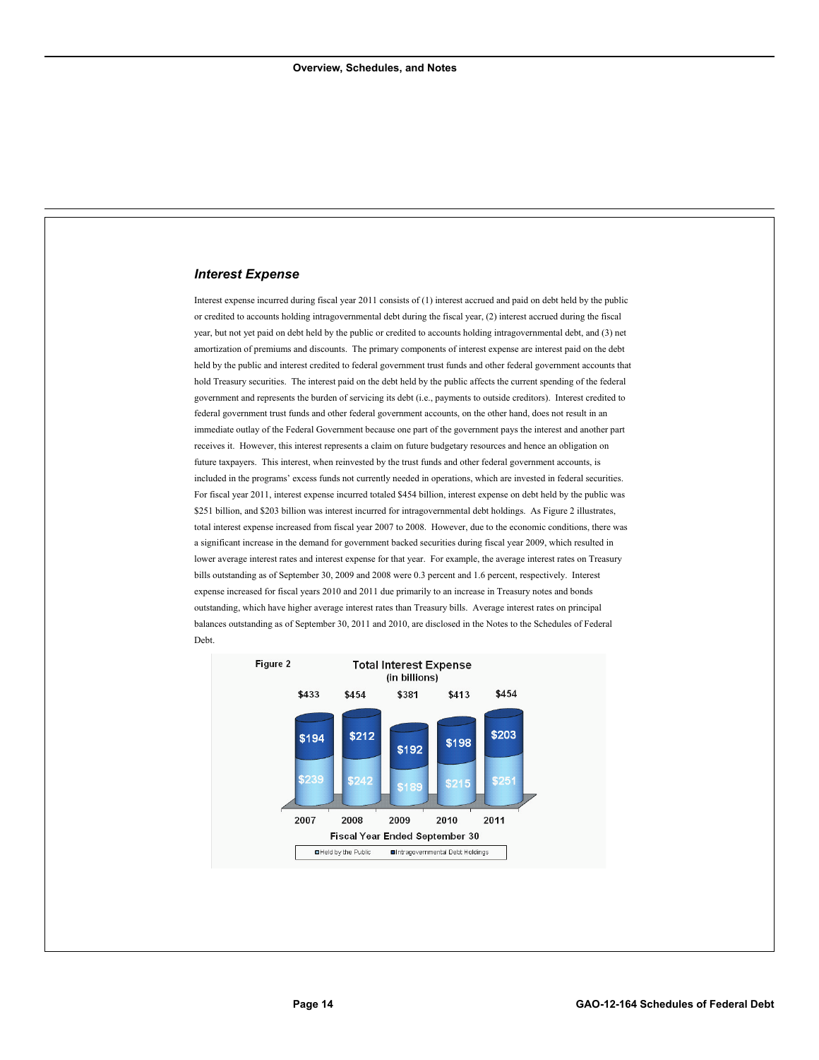### *Interest Expense*

Interest expense incurred during fiscal year 2011 consists of (1) interest accrued and paid on debt held by the public or credited to accounts holding intragovernmental debt during the fiscal year, (2) interest accrued during the fiscal year, but not yet paid on debt held by the public or credited to accounts holding intragovernmental debt, and (3) net amortization of premiums and discounts. The primary components of interest expense are interest paid on the debt held by the public and interest credited to federal government trust funds and other federal government accounts that hold Treasury securities. The interest paid on the debt held by the public affects the current spending of the federal government and represents the burden of servicing its debt (i.e., payments to outside creditors). Interest credited to federal government trust funds and other federal government accounts, on the other hand, does not result in an immediate outlay of the Federal Government because one part of the government pays the interest and another part receives it. However, this interest represents a claim on future budgetary resources and hence an obligation on future taxpayers. This interest, when reinvested by the trust funds and other federal government accounts, is included in the programs' excess funds not currently needed in operations, which are invested in federal securities. For fiscal year 2011, interest expense incurred totaled $454 billion, interest expense on debt held by the public was $251 billion, and $203 billion was interest incurred for intragovernmental debt holdings. As Figure 2 illustrates, total interest expense increased from fiscal year 2007 to 2008. However, due to the economic conditions, there was a significant increase in the demand for government backed securities during fiscal year 2009, which resulted in lower average interest rates and interest expense for that year. For example, the average interest rates on Treasury bills outstanding as of September 30, 2009 and 2008 were 0.3 percent and 1.6 percent, respectively. Interest expense increased for fiscal years 2010 and 2011 due primarily to an increase in Treasury notes and bonds outstanding, which have higher average interest rates than Treasury bills. Average interest rates on principal balances outstanding as of September 30, 2011 and 2010, are disclosed in the Notes to the Schedules of Federal Debt.

**Figure 2 — Total Interest Expense (in billions)**

| Fiscal Year Ended September 30 | 2007 | 2008 | 2009 | 2010 | 2011 |
|---|---|---|---|---|---|
| Intragovernmental Debt Holdings | $194 | $212 | $192 | $198 | $203 |
| Held by the Public | $239 | $242 | $189 | $215 | $251 |
| Total | $433 | $454 | $381 | $413 | $454 |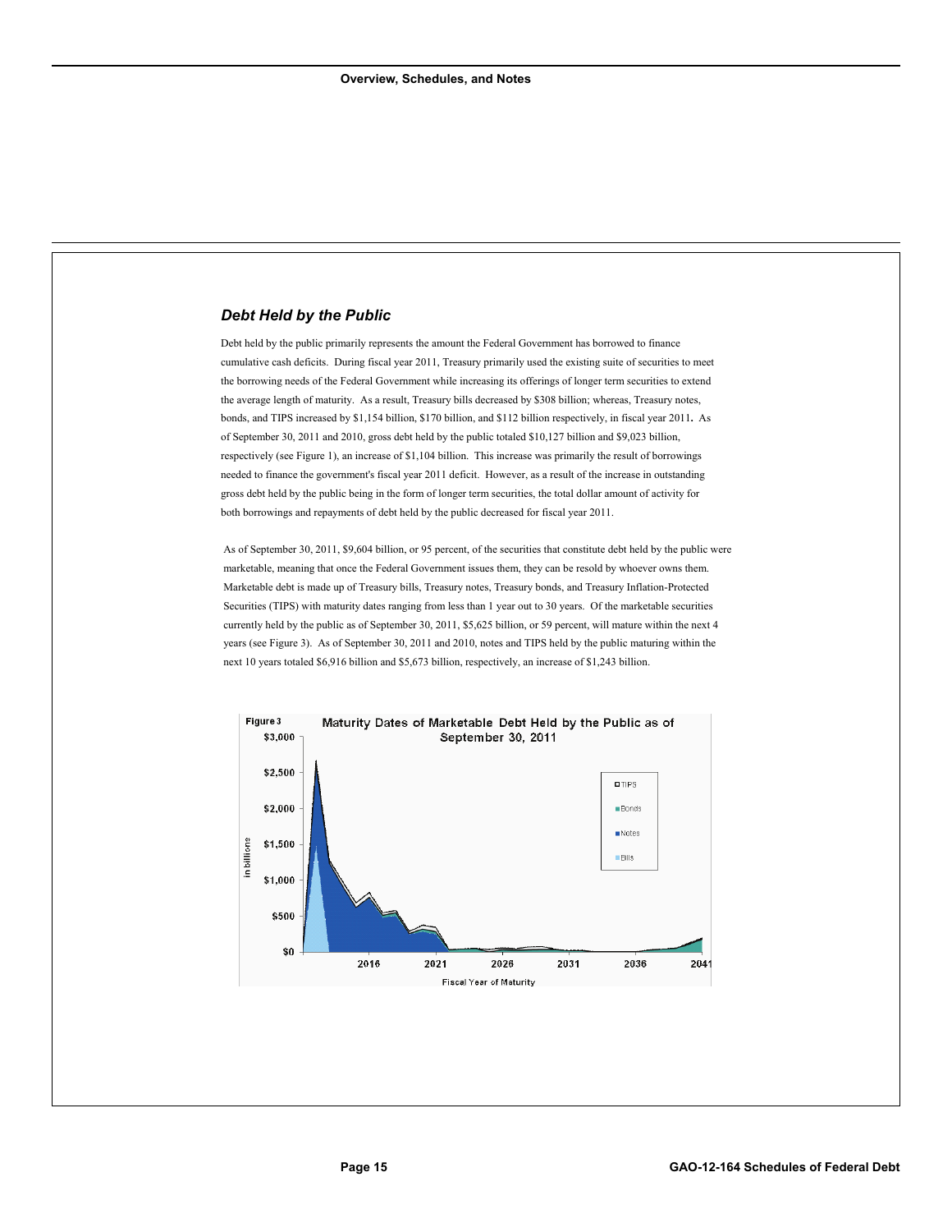### *Debt Held by the Public*

Debt held by the public primarily represents the amount the Federal Government has borrowed to finance cumulative cash deficits. During fiscal year 2011, Treasury primarily used the existing suite of securities to meet the borrowing needs of the Federal Government while increasing its offerings of longer term securities to extend the average length of maturity. As a result, Treasury bills decreased by $308 billion; whereas, Treasury notes, bonds, and TIPS increased by $1,154 billion, $170 billion, and $112 billion respectively, in fiscal year 2011**.** As of September 30, 2011 and 2010, gross debt held by the public totaled $10,127 billion and $9,023 billion, respectively (see Figure 1), an increase of $1,104 billion. This increase was primarily the result of borrowings needed to finance the government's fiscal year 2011 deficit. However, as a result of the increase in outstanding gross debt held by the public being in the form of longer term securities, the total dollar amount of activity for both borrowings and repayments of debt held by the public decreased for fiscal year 2011.

As of September 30, 2011, $9,604 billion, or 95 percent, of the securities that constitute debt held by the public were marketable, meaning that once the Federal Government issues them, they can be resold by whoever owns them. Marketable debt is made up of Treasury bills, Treasury notes, Treasury bonds, and Treasury Inflation-Protected Securities (TIPS) with maturity dates ranging from less than 1 year out to 30 years. Of the marketable securities currently held by the public as of September 30, 2011, $5,625 billion, or 59 percent, will mature within the next 4 years (see Figure 3). As of September 30, 2011 and 2010, notes and TIPS held by the public maturing within the next 10 years totaled $6,916 billion and $5,673 billion, respectively, an increase of $1,243 billion.

**Figure 3** Maturity Dates of Marketable Debt Held by the Public as of September 30, 2011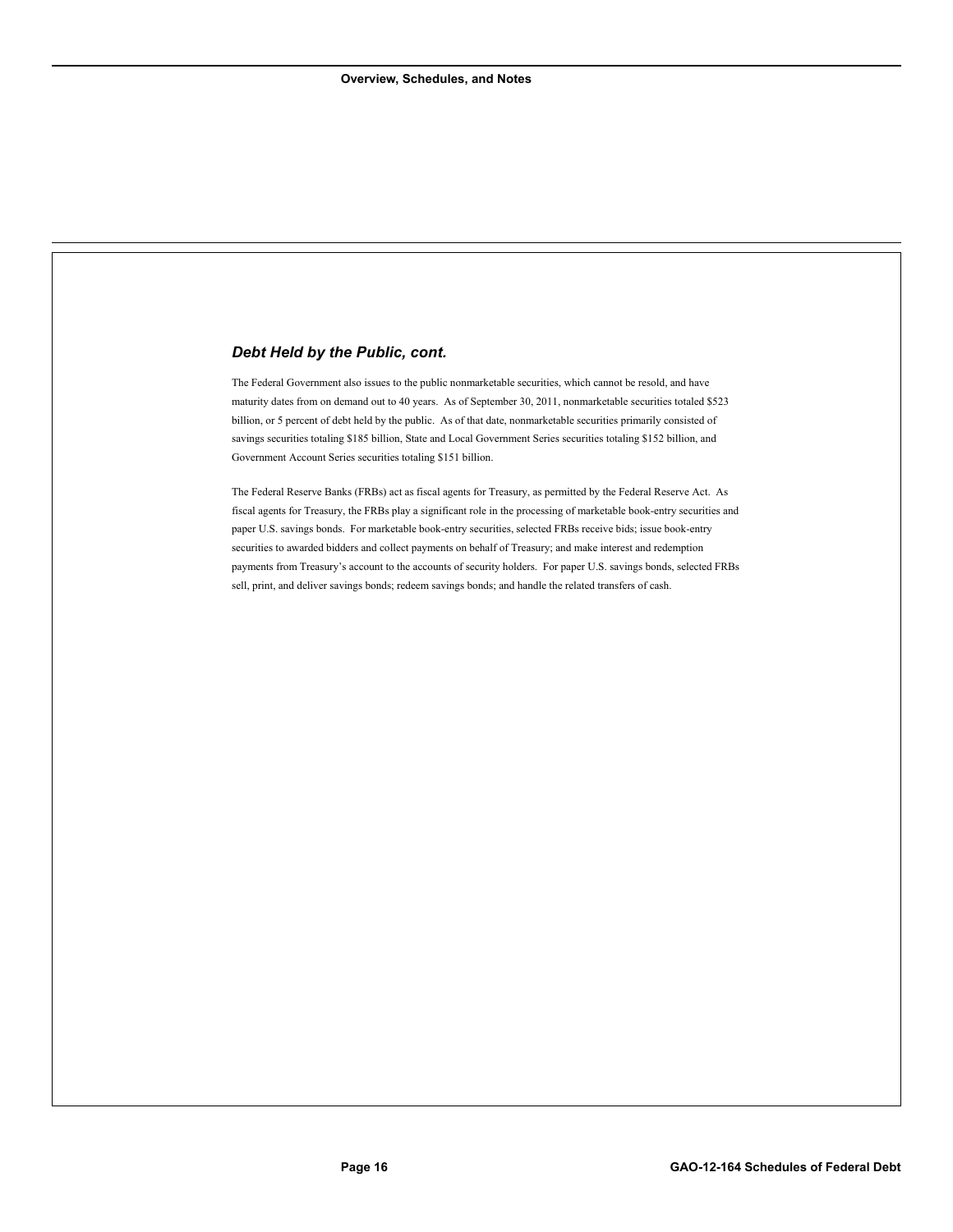### *Debt Held by the Public, cont.*

The Federal Government also issues to the public nonmarketable securities, which cannot be resold, and have maturity dates from on demand out to 40 years. As of September 30, 2011, nonmarketable securities totaled $523 billion, or 5 percent of debt held by the public. As of that date, nonmarketable securities primarily consisted of savings securities totaling $185 billion, State and Local Government Series securities totaling $152 billion, and Government Account Series securities totaling $151 billion.

The Federal Reserve Banks (FRBs) act as fiscal agents for Treasury, as permitted by the Federal Reserve Act. As fiscal agents for Treasury, the FRBs play a significant role in the processing of marketable book-entry securities and paper U.S. savings bonds. For marketable book-entry securities, selected FRBs receive bids; issue book-entry securities to awarded bidders and collect payments on behalf of Treasury; and make interest and redemption payments from Treasury's account to the accounts of security holders. For paper U.S. savings bonds, selected FRBs sell, print, and deliver savings bonds; redeem savings bonds; and handle the related transfers of cash.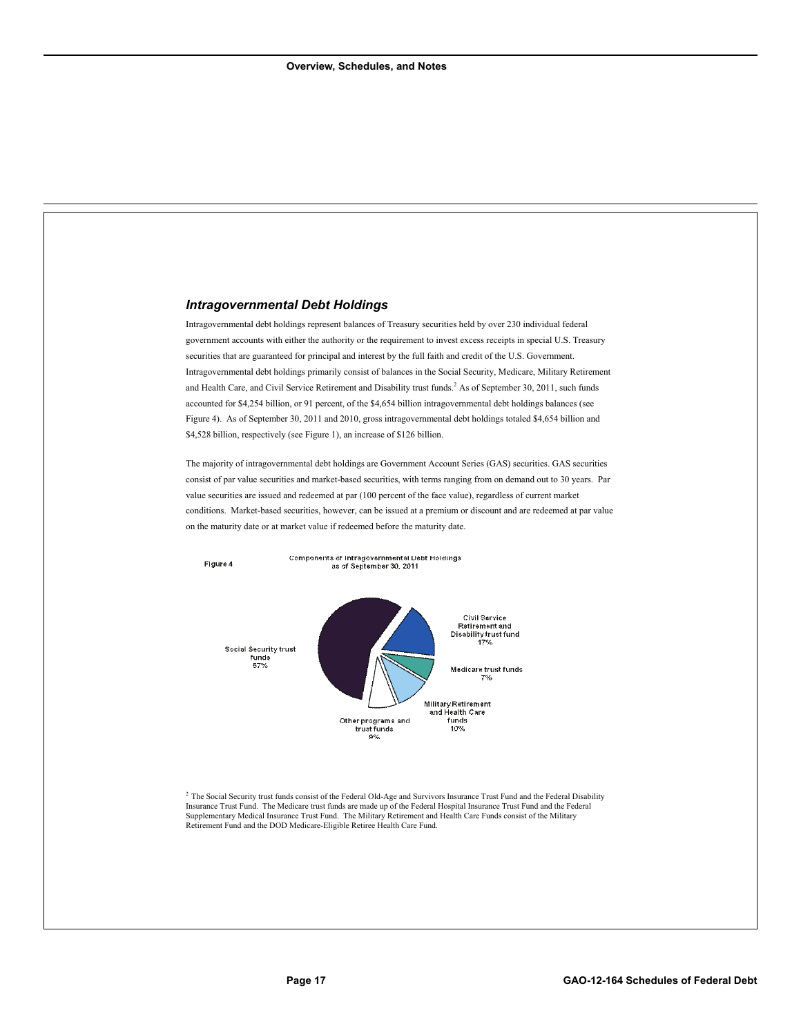## *Intragovernmental Debt Holdings*

Intragovernmental debt holdings represent balances of Treasury securities held by over 230 individual federal government accounts with either the authority or the requirement to invest excess receipts in special U.S. Treasury securities that are guaranteed for principal and interest by the full faith and credit of the U.S. Government. Intragovernmental debt holdings primarily consist of balances in the Social Security, Medicare, Military Retirement and Health Care, and Civil Service Retirement and Disability trust funds.[2] As of September 30, 2011, such funds accounted for $4,254 billion, or 91 percent, of the $4,654 billion intragovernmental debt holdings balances (see Figure 4). As of September 30, 2011 and 2010, gross intragovernmental debt holdings totaled $4,654 billion and $4,528 billion, respectively (see Figure 1), an increase of $126 billion.

The majority of intragovernmental debt holdings are Government Account Series (GAS) securities. GAS securities consist of par value securities and market-based securities, with terms ranging from on demand out to 30 years. Par value securities are issued and redeemed at par (100 percent of the face value), regardless of current market conditions. Market-based securities, however, can be issued at a premium or discount and are redeemed at par value on the maturity date or at market value if redeemed before the maturity date.

Figure 4

Components of Intragovernmental Debt Holdings as of September 30, 2011

Social Security trust funds 57%

Civil Service Retirement and Disability trust fund 17%

Medicare trust funds 7%

Military Retirement and Health Care funds 10%

Other programs and trust funds 9%

[2] The Social Security trust funds consist of the Federal Old-Age and Survivors Insurance Trust Fund and the Federal Disability Insurance Trust Fund. The Medicare trust funds are made up of the Federal Hospital Insurance Trust Fund and the Federal Supplementary Medical Insurance Trust Fund. The Military Retirement and Health Care Funds consist of the Military Retirement Fund and the DOD Medicare-Eligible Retiree Health Care Fund.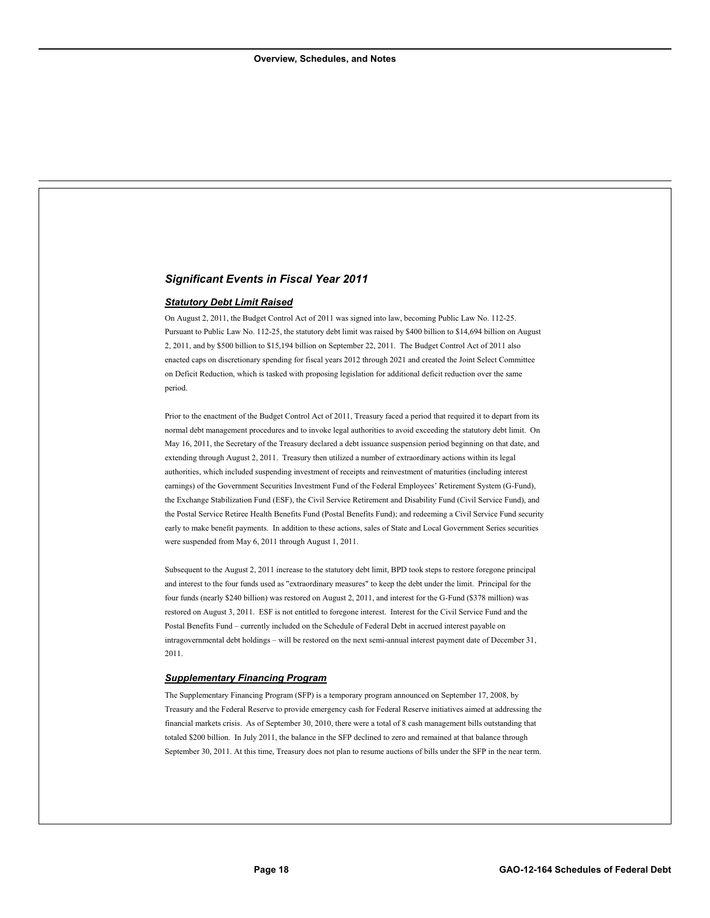## *Significant Events in Fiscal Year 2011*

### ***Statutory Debt Limit Raised***

On August 2, 2011, the Budget Control Act of 2011 was signed into law, becoming Public Law No. 112-25. Pursuant to Public Law No. 112-25, the statutory debt limit was raised by $400 billion to $14,694 billion on August 2, 2011, and by $500 billion to $15,194 billion on September 22, 2011. The Budget Control Act of 2011 also enacted caps on discretionary spending for fiscal years 2012 through 2021 and created the Joint Select Committee on Deficit Reduction, which is tasked with proposing legislation for additional deficit reduction over the same period.

Prior to the enactment of the Budget Control Act of 2011, Treasury faced a period that required it to depart from its normal debt management procedures and to invoke legal authorities to avoid exceeding the statutory debt limit. On May 16, 2011, the Secretary of the Treasury declared a debt issuance suspension period beginning on that date, and extending through August 2, 2011. Treasury then utilized a number of extraordinary actions within its legal authorities, which included suspending investment of receipts and reinvestment of maturities (including interest earnings) of the Government Securities Investment Fund of the Federal Employees' Retirement System (G-Fund), the Exchange Stabilization Fund (ESF), the Civil Service Retirement and Disability Fund (Civil Service Fund), and the Postal Service Retiree Health Benefits Fund (Postal Benefits Fund); and redeeming a Civil Service Fund security early to make benefit payments. In addition to these actions, sales of State and Local Government Series securities were suspended from May 6, 2011 through August 1, 2011.

Subsequent to the August 2, 2011 increase to the statutory debt limit, BPD took steps to restore foregone principal and interest to the four funds used as "extraordinary measures" to keep the debt under the limit. Principal for the four funds (nearly $240 billion) was restored on August 2, 2011, and interest for the G-Fund ($378 million) was restored on August 3, 2011. ESF is not entitled to foregone interest. Interest for the Civil Service Fund and the Postal Benefits Fund – currently included on the Schedule of Federal Debt in accrued interest payable on intragovernmental debt holdings – will be restored on the next semi-annual interest payment date of December 31, 2011.

### ***Supplementary Financing Program***

The Supplementary Financing Program (SFP) is a temporary program announced on September 17, 2008, by Treasury and the Federal Reserve to provide emergency cash for Federal Reserve initiatives aimed at addressing the financial markets crisis. As of September 30, 2010, there were a total of 8 cash management bills outstanding that totaled $200 billion. In July 2011, the balance in the SFP declined to zero and remained at that balance through September 30, 2011. At this time, Treasury does not plan to resume auctions of bills under the SFP in the near term.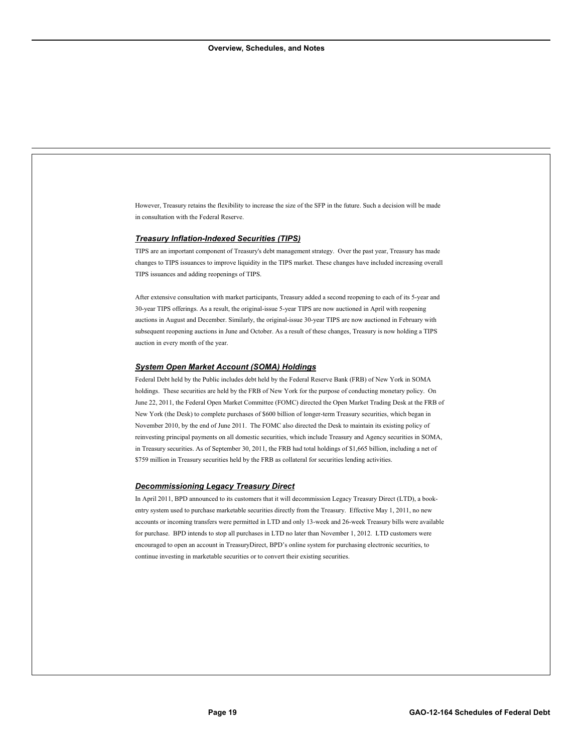However, Treasury retains the flexibility to increase the size of the SFP in the future. Such a decision will be made in consultation with the Federal Reserve.

### *Treasury Inflation-Indexed Securities (TIPS)*

TIPS are an important component of Treasury's debt management strategy. Over the past year, Treasury has made changes to TIPS issuances to improve liquidity in the TIPS market. These changes have included increasing overall TIPS issuances and adding reopenings of TIPS.

After extensive consultation with market participants, Treasury added a second reopening to each of its 5-year and 30-year TIPS offerings. As a result, the original-issue 5-year TIPS are now auctioned in April with reopening auctions in August and December. Similarly, the original-issue 30-year TIPS are now auctioned in February with subsequent reopening auctions in June and October. As a result of these changes, Treasury is now holding a TIPS auction in every month of the year.

### *System Open Market Account (SOMA) Holdings*

Federal Debt held by the Public includes debt held by the Federal Reserve Bank (FRB) of New York in SOMA holdings. These securities are held by the FRB of New York for the purpose of conducting monetary policy. On June 22, 2011, the Federal Open Market Committee (FOMC) directed the Open Market Trading Desk at the FRB of New York (the Desk) to complete purchases of $600 billion of longer-term Treasury securities, which began in November 2010, by the end of June 2011. The FOMC also directed the Desk to maintain its existing policy of reinvesting principal payments on all domestic securities, which include Treasury and Agency securities in SOMA, in Treasury securities. As of September 30, 2011, the FRB had total holdings of $1,665 billion, including a net of $759 million in Treasury securities held by the FRB as collateral for securities lending activities.

### *Decommissioning Legacy Treasury Direct*

In April 2011, BPD announced to its customers that it will decommission Legacy Treasury Direct (LTD), a book-entry system used to purchase marketable securities directly from the Treasury. Effective May 1, 2011, no new accounts or incoming transfers were permitted in LTD and only 13-week and 26-week Treasury bills were available for purchase. BPD intends to stop all purchases in LTD no later than November 1, 2012. LTD customers were encouraged to open an account in TreasuryDirect, BPD's online system for purchasing electronic securities, to continue investing in marketable securities or to convert their existing securities.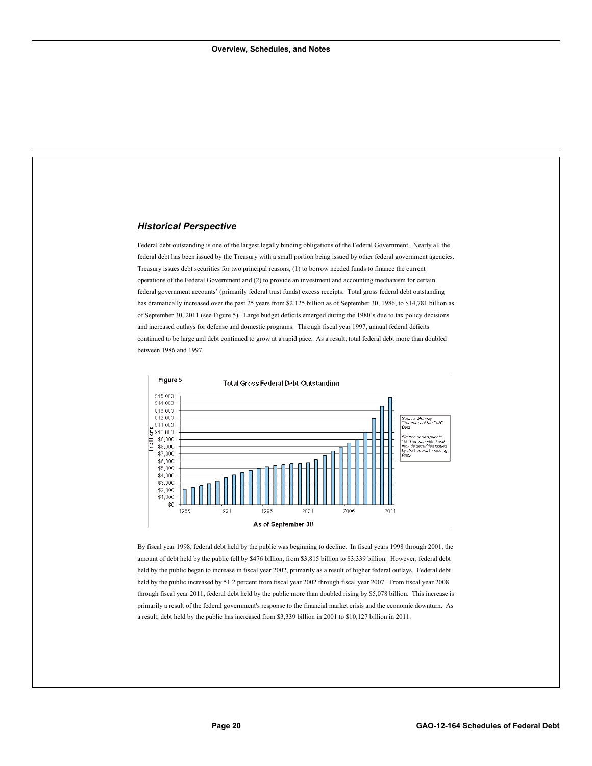## *Historical Perspective*

Federal debt outstanding is one of the largest legally binding obligations of the Federal Government. Nearly all the federal debt has been issued by the Treasury with a small portion being issued by other federal government agencies. Treasury issues debt securities for two principal reasons, (1) to borrow needed funds to finance the current operations of the Federal Government and (2) to provide an investment and accounting mechanism for certain federal government accounts' (primarily federal trust funds) excess receipts. Total gross federal debt outstanding has dramatically increased over the past 25 years from $2,125 billion as of September 30, 1986, to $14,781 billion as of September 30, 2011 (see Figure 5). Large budget deficits emerged during the 1980's due to tax policy decisions and increased outlays for defense and domestic programs. Through fiscal year 1997, annual federal deficits continued to be large and debt continued to grow at a rapid pace. As a result, total federal debt more than doubled between 1986 and 1997.

**Figure 5** — Total Gross Federal Debt Outstanding

Source: Monthly Statement of the Public Debt

Figures shown prior to 1996 are unaudited and include securities issued by the Federal Financing Bank.

By fiscal year 1998, federal debt held by the public was beginning to decline. In fiscal years 1998 through 2001, the amount of debt held by the public fell by $476 billion, from $3,815 billion to $3,339 billion. However, federal debt held by the public began to increase in fiscal year 2002, primarily as a result of higher federal outlays. Federal debt held by the public increased by 51.2 percent from fiscal year 2002 through fiscal year 2007. From fiscal year 2008 through fiscal year 2011, federal debt held by the public more than doubled rising by $5,078 billion. This increase is primarily a result of the federal government's response to the financial market crisis and the economic downturn. As a result, debt held by the public has increased from $3,339 billion in 2001 to $10,127 billion in 2011.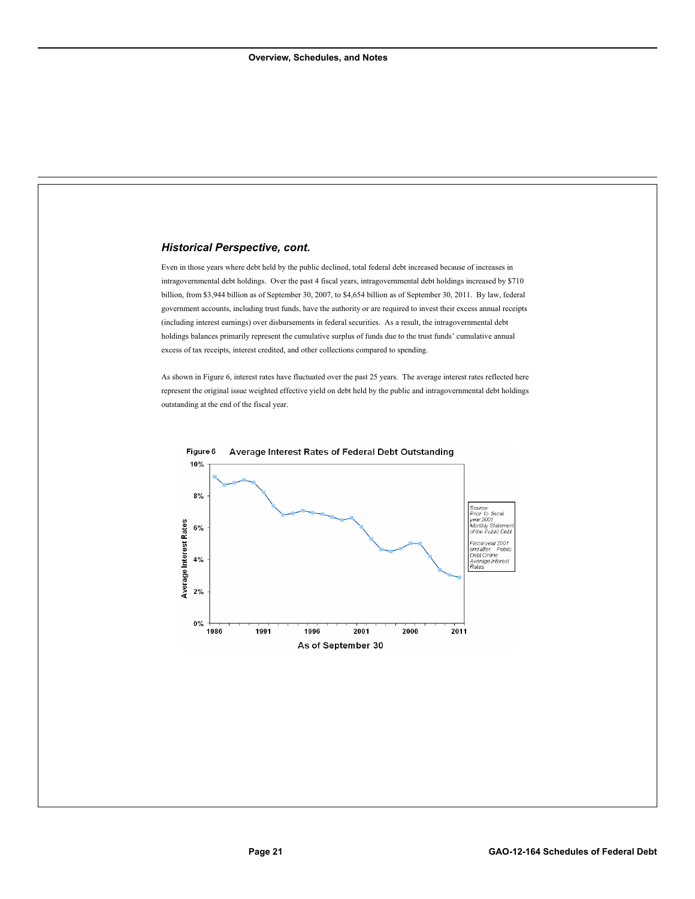### *Historical Perspective, cont.*

Even in those years where debt held by the public declined, total federal debt increased because of increases in intragovernmental debt holdings. Over the past 4 fiscal years, intragovernmental debt holdings increased by $710 billion, from $3,944 billion as of September 30, 2007, to $4,654 billion as of September 30, 2011. By law, federal government accounts, including trust funds, have the authority or are required to invest their excess annual receipts (including interest earnings) over disbursements in federal securities. As a result, the intragovernmental debt holdings balances primarily represent the cumulative surplus of funds due to the trust funds' cumulative annual excess of tax receipts, interest credited, and other collections compared to spending.

As shown in Figure 6, interest rates have fluctuated over the past 25 years. The average interest rates reflected here represent the original issue weighted effective yield on debt held by the public and intragovernmental debt holdings outstanding at the end of the fiscal year.

**Figure 6 Average Interest Rates of Federal Debt Outstanding**

Source: Prior to fiscal year 2001 Monthly Statement of the Public Debt

Fiscal year 2001 and after: Public Debt Online Average Interest Rates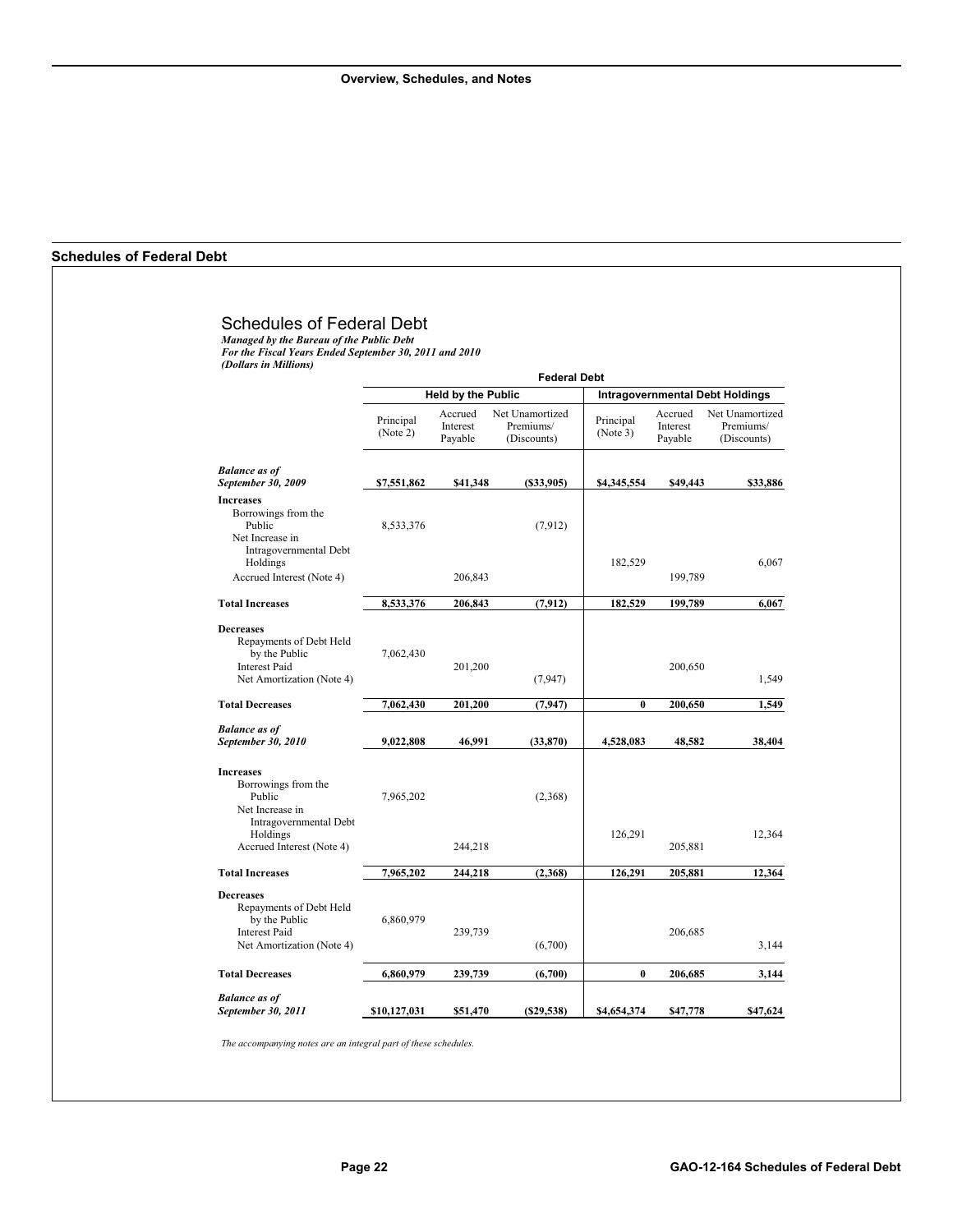## Schedules of Federal Debt

# Schedules of Federal Debt

***Managed by the Bureau of the Public Debt***
***For the Fiscal Years Ended September 30, 2011 and 2010***
***(Dollars in Millions)***

| | Federal Debt | | | | | |
|---|---|---|---|---|---|---|
| | **Held by the Public** | | | **Intragovernmental Debt Holdings** | | |
| | Principal (Note 2) | Accrued Interest Payable | Net Unamortized Premiums/ (Discounts) | Principal (Note 3) | Accrued Interest Payable | Net Unamortized Premiums/ (Discounts) |
| ***Balance as of September 30, 2009*** | **$7,551,862** | **$41,348** | **($33,905)** | **$4,345,554** | **$49,443** | **$33,886** |
| **Increases** | | | | | | |
| Borrowings from the Public | 8,533,376 | | (7,912) | | | |
| Net Increase in Intragovernmental Debt Holdings | | | | 182,529 | | 6,067 |
| Accrued Interest (Note 4) | | 206,843 | | | 199,789 | |
| **Total Increases** | **8,533,376** | **206,843** | **(7,912)** | **182,529** | **199,789** | **6,067** |
| **Decreases** | | | | | | |
| Repayments of Debt Held by the Public | 7,062,430 | | | | | |
| Interest Paid | | 201,200 | | | 200,650 | |
| Net Amortization (Note 4) | | | (7,947) | | | 1,549 |
| **Total Decreases** | **7,062,430** | **201,200** | **(7,947)** | **0** | **200,650** | **1,549** |
| ***Balance as of September 30, 2010*** | **9,022,808** | **46,991** | **(33,870)** | **4,528,083** | **48,582** | **38,404** |
| **Increases** | | | | | | |
| Borrowings from the Public | 7,965,202 | | (2,368) | | | |
| Net Increase in Intragovernmental Debt Holdings | | | | 126,291 | | 12,364 |
| Accrued Interest (Note 4) | | 244,218 | | | 205,881 | |
| **Total Increases** | **7,965,202** | **244,218** | **(2,368)** | **126,291** | **205,881** | **12,364** |
| **Decreases** | | | | | | |
| Repayments of Debt Held by the Public | 6,860,979 | | | | | |
| Interest Paid | | 239,739 | | | 206,685 | |
| Net Amortization (Note 4) | | | (6,700) | | | 3,144 |
| **Total Decreases** | **6,860,979** | **239,739** | **(6,700)** | **0** | **206,685** | **3,144** |
| ***Balance as of September 30, 2011*** | **$10,127,031** | **$51,470** | **($29,538)** | **$4,654,374** | **$47,778** | **$47,624** |

*The accompanying notes are an integral part of these schedules.*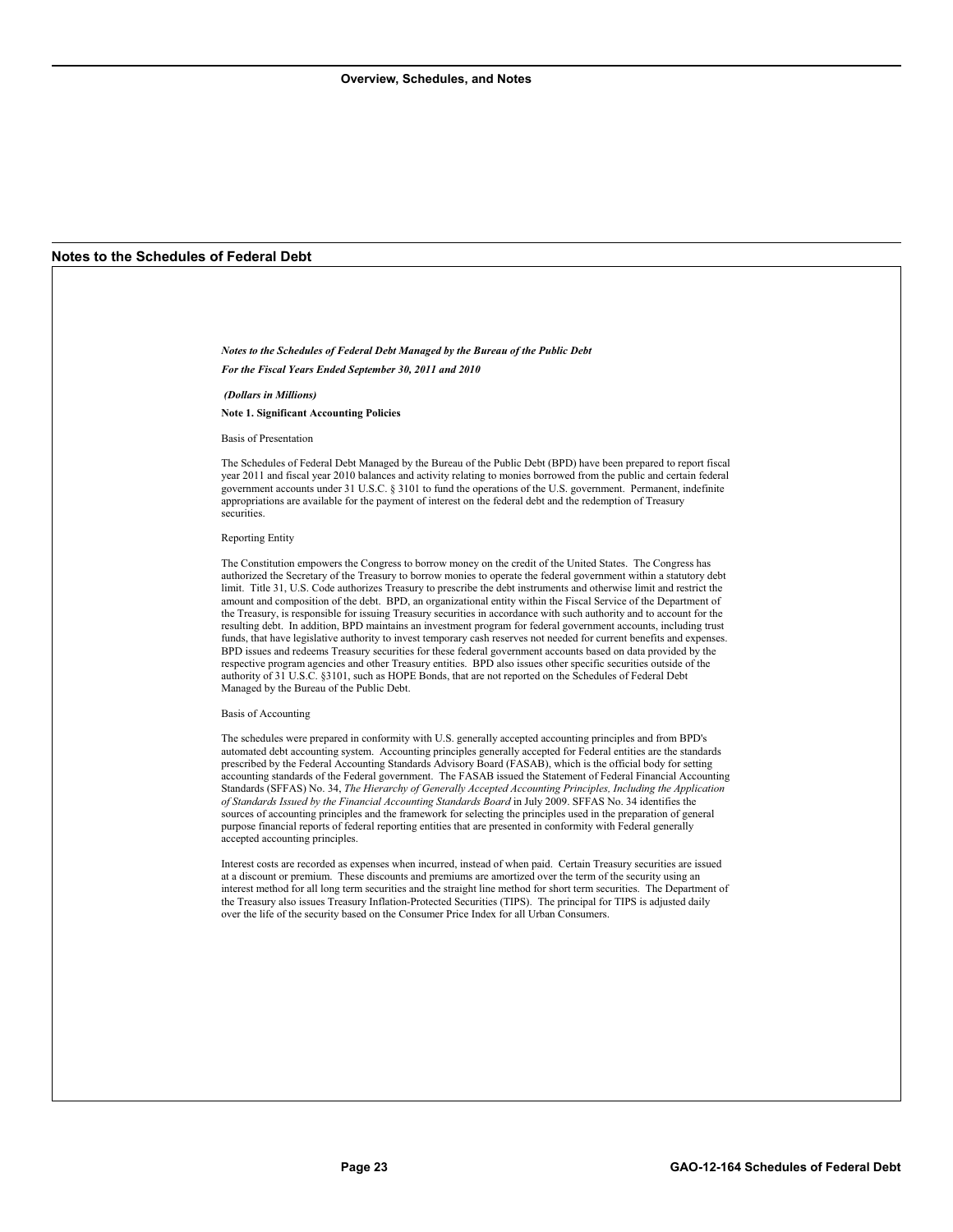## Notes to the Schedules of Federal Debt

***Notes to the Schedules of Federal Debt Managed by the Bureau of the Public Debt***

***For the Fiscal Years Ended September 30, 2011 and 2010***

***(Dollars in Millions)***

**Note 1. Significant Accounting Policies**

Basis of Presentation

The Schedules of Federal Debt Managed by the Bureau of the Public Debt (BPD) have been prepared to report fiscal year 2011 and fiscal year 2010 balances and activity relating to monies borrowed from the public and certain federal government accounts under 31 U.S.C. § 3101 to fund the operations of the U.S. government. Permanent, indefinite appropriations are available for the payment of interest on the federal debt and the redemption of Treasury securities.

Reporting Entity

The Constitution empowers the Congress to borrow money on the credit of the United States. The Congress has authorized the Secretary of the Treasury to borrow monies to operate the federal government within a statutory debt limit. Title 31, U.S. Code authorizes Treasury to prescribe the debt instruments and otherwise limit and restrict the amount and composition of the debt. BPD, an organizational entity within the Fiscal Service of the Department of the Treasury, is responsible for issuing Treasury securities in accordance with such authority and to account for the resulting debt. In addition, BPD maintains an investment program for federal government accounts, including trust funds, that have legislative authority to invest temporary cash reserves not needed for current benefits and expenses. BPD issues and redeems Treasury securities for these federal government accounts based on data provided by the respective program agencies and other Treasury entities. BPD also issues other specific securities outside of the authority of 31 U.S.C. §3101, such as HOPE Bonds, that are not reported on the Schedules of Federal Debt Managed by the Bureau of the Public Debt.

Basis of Accounting

The schedules were prepared in conformity with U.S. generally accepted accounting principles and from BPD's automated debt accounting system. Accounting principles generally accepted for Federal entities are the standards prescribed by the Federal Accounting Standards Advisory Board (FASAB), which is the official body for setting accounting standards of the Federal government. The FASAB issued the Statement of Federal Financial Accounting Standards (SFFAS) No. 34, *The Hierarchy of Generally Accepted Accounting Principles, Including the Application of Standards Issued by the Financial Accounting Standards Board* in July 2009. SFFAS No. 34 identifies the sources of accounting principles and the framework for selecting the principles used in the preparation of general purpose financial reports of federal reporting entities that are presented in conformity with Federal generally accepted accounting principles.

Interest costs are recorded as expenses when incurred, instead of when paid. Certain Treasury securities are issued at a discount or premium. These discounts and premiums are amortized over the term of the security using an interest method for all long term securities and the straight line method for short term securities. The Department of the Treasury also issues Treasury Inflation-Protected Securities (TIPS). The principal for TIPS is adjusted daily over the life of the security based on the Consumer Price Index for all Urban Consumers.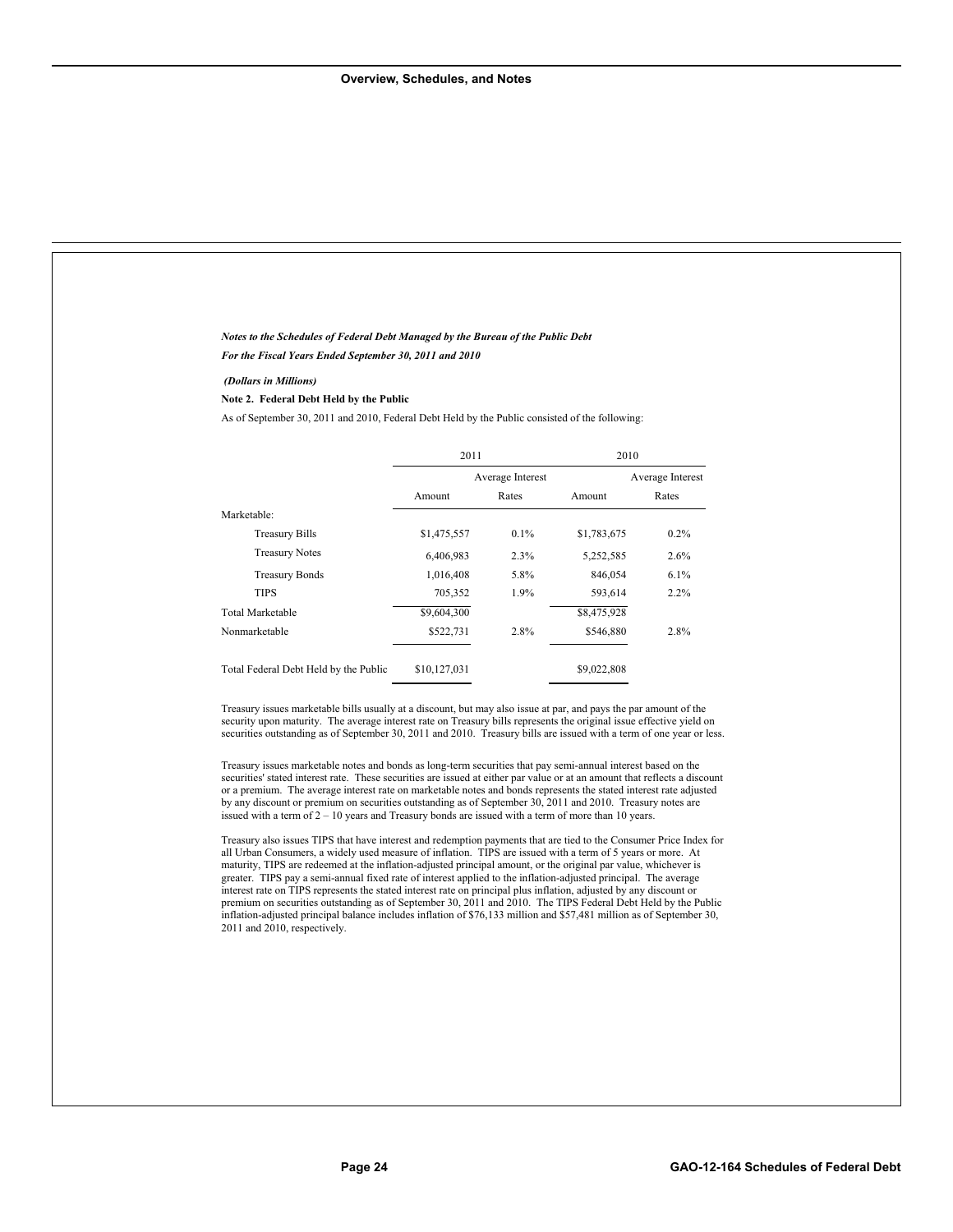*Notes to the Schedules of Federal Debt Managed by the Bureau of the Public Debt*

*For the Fiscal Years Ended September 30, 2011 and 2010*

***(Dollars in Millions)***

**Note 2. Federal Debt Held by the Public**

As of September 30, 2011 and 2010, Federal Debt Held by the Public consisted of the following:

| | 2011 | | 2010 | |
|---|---|---|---|---|
| | | Average Interest | | Average Interest |
| | Amount | Rates | Amount | Rates |
| Marketable: | | | | |
| Treasury Bills | $1,475,557 | 0.1% | $1,783,675 | 0.2% |
| Treasury Notes | 6,406,983 | 2.3% | 5,252,585 | 2.6% |
| Treasury Bonds | 1,016,408 | 5.8% | 846,054 | 6.1% |
| TIPS | 705,352 | 1.9% | 593,614 | 2.2% |
| Total Marketable | $9,604,300 | | $8,475,928 | |
| Nonmarketable | $522,731 | 2.8% | $546,880 | 2.8% |
| Total Federal Debt Held by the Public | $10,127,031 | | $9,022,808 | |

Treasury issues marketable bills usually at a discount, but may also issue at par, and pays the par amount of the security upon maturity. The average interest rate on Treasury bills represents the original issue effective yield on securities outstanding as of September 30, 2011 and 2010. Treasury bills are issued with a term of one year or less.

Treasury issues marketable notes and bonds as long-term securities that pay semi-annual interest based on the securities' stated interest rate. These securities are issued at either par value or at an amount that reflects a discount or a premium. The average interest rate on marketable notes and bonds represents the stated interest rate adjusted by any discount or premium on securities outstanding as of September 30, 2011 and 2010. Treasury notes are issued with a term of 2 – 10 years and Treasury bonds are issued with a term of more than 10 years.

Treasury also issues TIPS that have interest and redemption payments that are tied to the Consumer Price Index for all Urban Consumers, a widely used measure of inflation. TIPS are issued with a term of 5 years or more. At maturity, TIPS are redeemed at the inflation-adjusted principal amount, or the original par value, whichever is greater. TIPS pay a semi-annual fixed rate of interest applied to the inflation-adjusted principal. The average interest rate on TIPS represents the stated interest rate on principal plus inflation, adjusted by any discount or premium on securities outstanding as of September 30, 2011 and 2010. The TIPS Federal Debt Held by the Public inflation-adjusted principal balance includes inflation of $76,133 million and $57,481 million as of September 30, 2011 and 2010, respectively.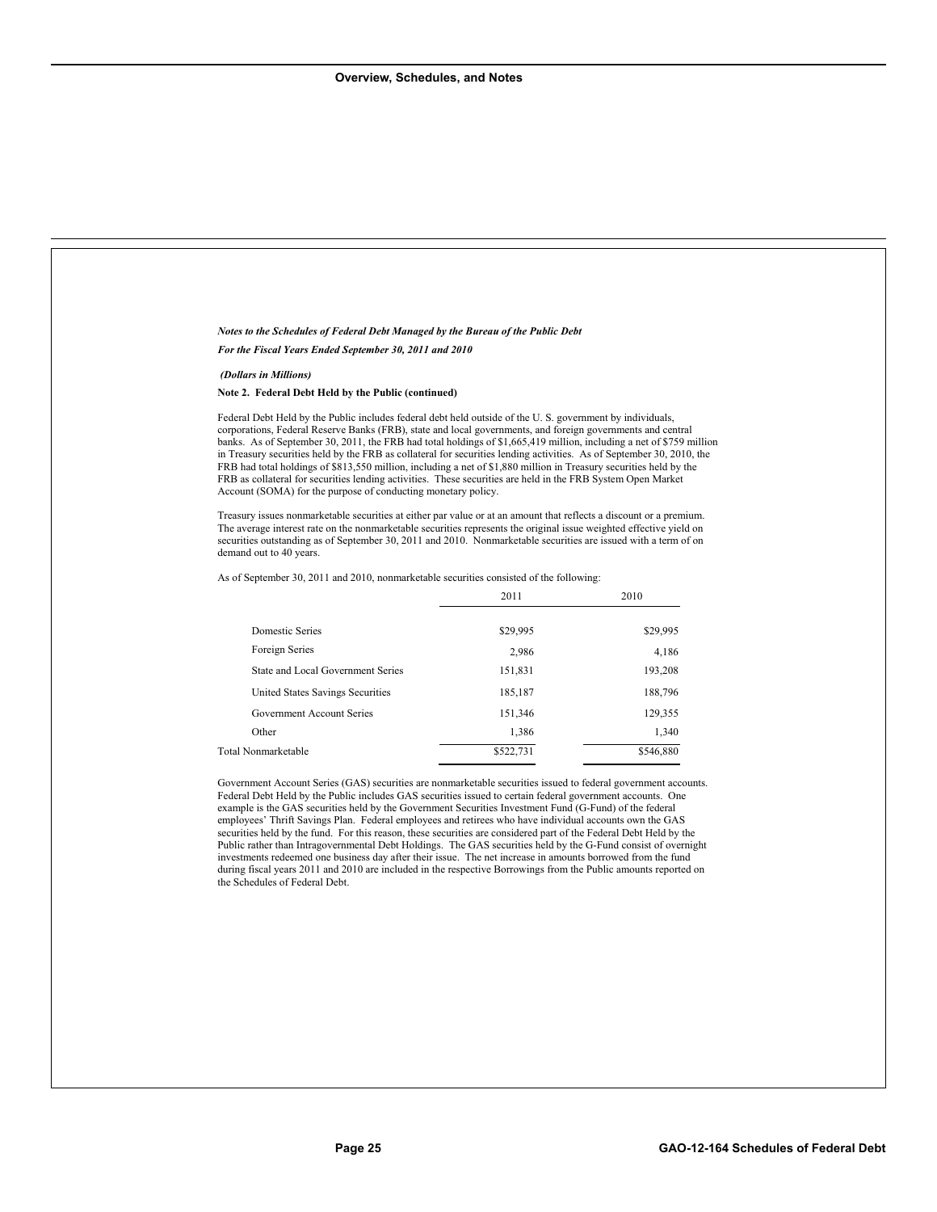*Notes to the Schedules of Federal Debt Managed by the Bureau of the Public Debt*

*For the Fiscal Years Ended September 30, 2011 and 2010*

***(Dollars in Millions)***

**Note 2. Federal Debt Held by the Public (continued)**

Federal Debt Held by the Public includes federal debt held outside of the U. S. government by individuals, corporations, Federal Reserve Banks (FRB), state and local governments, and foreign governments and central banks. As of September 30, 2011, the FRB had total holdings of $1,665,419 million, including a net of $759 million in Treasury securities held by the FRB as collateral for securities lending activities. As of September 30, 2010, the FRB had total holdings of $813,550 million, including a net of $1,880 million in Treasury securities held by the FRB as collateral for securities lending activities. These securities are held in the FRB System Open Market Account (SOMA) for the purpose of conducting monetary policy.

Treasury issues nonmarketable securities at either par value or at an amount that reflects a discount or a premium. The average interest rate on the nonmarketable securities represents the original issue weighted effective yield on securities outstanding as of September 30, 2011 and 2010. Nonmarketable securities are issued with a term of on demand out to 40 years.

As of September 30, 2011 and 2010, nonmarketable securities consisted of the following:

| | 2011 | 2010 |
|---|---|---|
| Domestic Series | $29,995 | $29,995 |
| Foreign Series | 2,986 | 4,186 |
| State and Local Government Series | 151,831 | 193,208 |
| United States Savings Securities | 185,187 | 188,796 |
| Government Account Series | 151,346 | 129,355 |
| Other | 1,386 | 1,340 |
| Total Nonmarketable | $522,731 | $546,880 |

Government Account Series (GAS) securities are nonmarketable securities issued to federal government accounts. Federal Debt Held by the Public includes GAS securities issued to certain federal government accounts. One example is the GAS securities held by the Government Securities Investment Fund (G-Fund) of the federal employees' Thrift Savings Plan. Federal employees and retirees who have individual accounts own the GAS securities held by the fund. For this reason, these securities are considered part of the Federal Debt Held by the Public rather than Intragovernmental Debt Holdings. The GAS securities held by the G-Fund consist of overnight investments redeemed one business day after their issue. The net increase in amounts borrowed from the fund during fiscal years 2011 and 2010 are included in the respective Borrowings from the Public amounts reported on the Schedules of Federal Debt.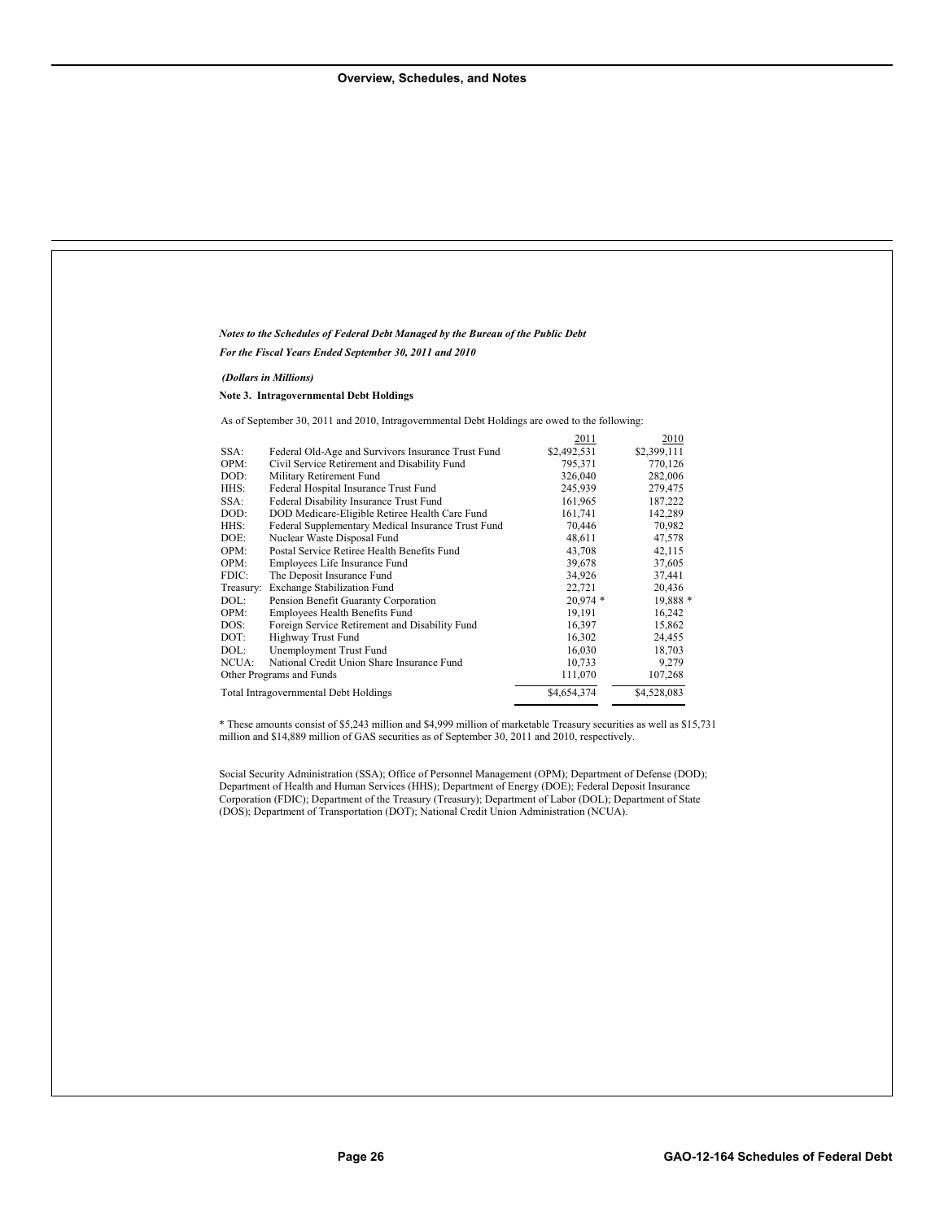*Notes to the Schedules of Federal Debt Managed by the Bureau of the Public Debt*

*For the Fiscal Years Ended September 30, 2011 and 2010*

*(Dollars in Millions)*

**Note 3. Intragovernmental Debt Holdings**

As of September 30, 2011 and 2010, Intragovernmental Debt Holdings are owed to the following:

| | | 2011 | 2010 |
|---|---|---|---|
| SSA: | Federal Old-Age and Survivors Insurance Trust Fund | $2,492,531 | $2,399,111 |
| OPM: | Civil Service Retirement and Disability Fund | 795,371 | 770,126 |
| DOD: | Military Retirement Fund | 326,040 | 282,006 |
| HHS: | Federal Hospital Insurance Trust Fund | 245,939 | 279,475 |
| SSA: | Federal Disability Insurance Trust Fund | 161,965 | 187,222 |
| DOD: | DOD Medicare-Eligible Retiree Health Care Fund | 161,741 | 142,289 |
| HHS: | Federal Supplementary Medical Insurance Trust Fund | 70,446 | 70,982 |
| DOE: | Nuclear Waste Disposal Fund | 48,611 | 47,578 |
| OPM: | Postal Service Retiree Health Benefits Fund | 43,708 | 42,115 |
| OPM: | Employees Life Insurance Fund | 39,678 | 37,605 |
| FDIC: | The Deposit Insurance Fund | 34,926 | 37,441 |
| Treasury: | Exchange Stabilization Fund | 22,721 | 20,436 |
| DOL: | Pension Benefit Guaranty Corporation | 20,974 * | 19,888 * |
| OPM: | Employees Health Benefits Fund | 19,191 | 16,242 |
| DOS: | Foreign Service Retirement and Disability Fund | 16,397 | 15,862 |
| DOT: | Highway Trust Fund | 16,302 | 24,455 |
| DOL: | Unemployment Trust Fund | 16,030 | 18,703 |
| NCUA: | National Credit Union Share Insurance Fund | 10,733 | 9,279 |
| Other Programs and Funds | | 111,070 | 107,268 |
| Total Intragovernmental Debt Holdings | | $4,654,374 | $4,528,083 |

* These amounts consist of $5,243 million and $4,999 million of marketable Treasury securities as well as $15,731 million and $14,889 million of GAS securities as of September 30, 2011 and 2010, respectively.

Social Security Administration (SSA); Office of Personnel Management (OPM); Department of Defense (DOD); Department of Health and Human Services (HHS); Department of Energy (DOE); Federal Deposit Insurance Corporation (FDIC); Department of the Treasury (Treasury); Department of Labor (DOL); Department of State (DOS); Department of Transportation (DOT); National Credit Union Administration (NCUA).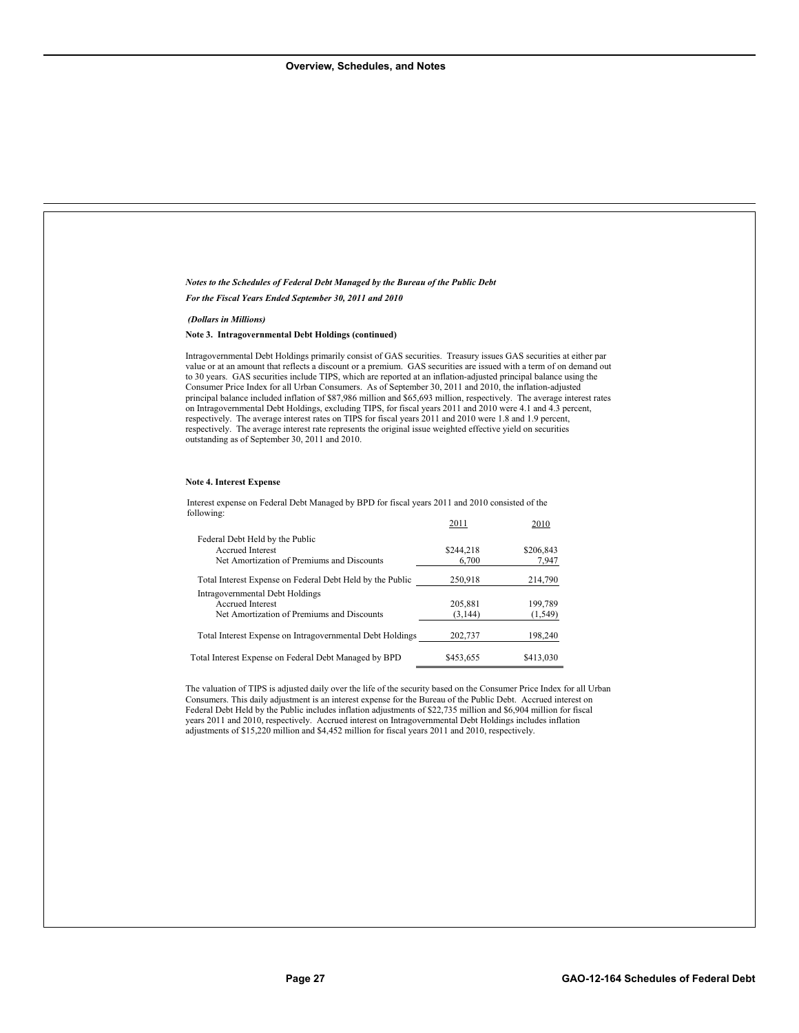*Notes to the Schedules of Federal Debt Managed by the Bureau of the Public Debt*

*For the Fiscal Years Ended September 30, 2011 and 2010*

***(Dollars in Millions)***

**Note 3. Intragovernmental Debt Holdings (continued)**

Intragovernmental Debt Holdings primarily consist of GAS securities. Treasury issues GAS securities at either par value or at an amount that reflects a discount or a premium. GAS securities are issued with a term of on demand out to 30 years. GAS securities include TIPS, which are reported at an inflation-adjusted principal balance using the Consumer Price Index for all Urban Consumers. As of September 30, 2011 and 2010, the inflation-adjusted principal balance included inflation of $87,986 million and $65,693 million, respectively. The average interest rates on Intragovernmental Debt Holdings, excluding TIPS, for fiscal years 2011 and 2010 were 4.1 and 4.3 percent, respectively. The average interest rates on TIPS for fiscal years 2011 and 2010 were 1.8 and 1.9 percent, respectively. The average interest rate represents the original issue weighted effective yield on securities outstanding as of September 30, 2011 and 2010.

**Note 4. Interest Expense**

Interest expense on Federal Debt Managed by BPD for fiscal years 2011 and 2010 consisted of the following:

| | 2011 | 2010 |
|---|---|---|
| Federal Debt Held by the Public | | |
| Accrued Interest | $244,218 | $206,843 |
| Net Amortization of Premiums and Discounts | 6,700 | 7,947 |
| Total Interest Expense on Federal Debt Held by the Public | 250,918 | 214,790 |
| Intragovernmental Debt Holdings | | |
| Accrued Interest | 205,881 | 199,789 |
| Net Amortization of Premiums and Discounts | (3,144) | (1,549) |
| Total Interest Expense on Intragovernmental Debt Holdings | 202,737 | 198,240 |
| Total Interest Expense on Federal Debt Managed by BPD | $453,655 | $413,030 |

The valuation of TIPS is adjusted daily over the life of the security based on the Consumer Price Index for all Urban Consumers. This daily adjustment is an interest expense for the Bureau of the Public Debt. Accrued interest on Federal Debt Held by the Public includes inflation adjustments of $22,735 million and $6,904 million for fiscal years 2011 and 2010, respectively. Accrued interest on Intragovernmental Debt Holdings includes inflation adjustments of $15,220 million and $4,452 million for fiscal years 2011 and 2010, respectively.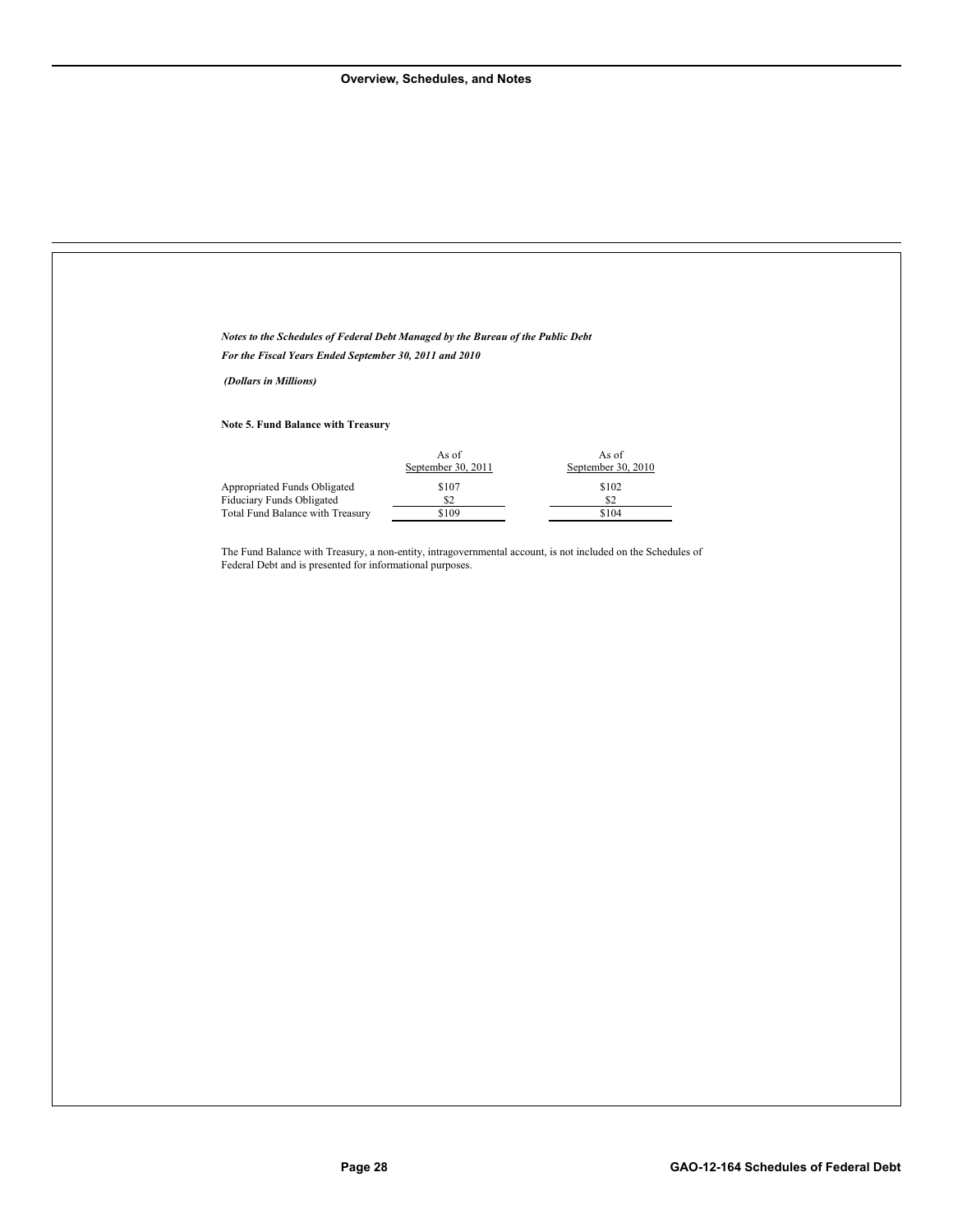*Notes to the Schedules of Federal Debt Managed by the Bureau of the Public Debt*

*For the Fiscal Years Ended September 30, 2011 and 2010*

*(Dollars in Millions)*

**Note 5. Fund Balance with Treasury**

| | As of September 30, 2011 | As of September 30, 2010 |
|---|---|---|
| Appropriated Funds Obligated | $107 | $102 |
| Fiduciary Funds Obligated | $2 | $2 |
| Total Fund Balance with Treasury | $109 | $104 |

The Fund Balance with Treasury, a non-entity, intragovernmental account, is not included on the Schedules of Federal Debt and is presented for informational purposes.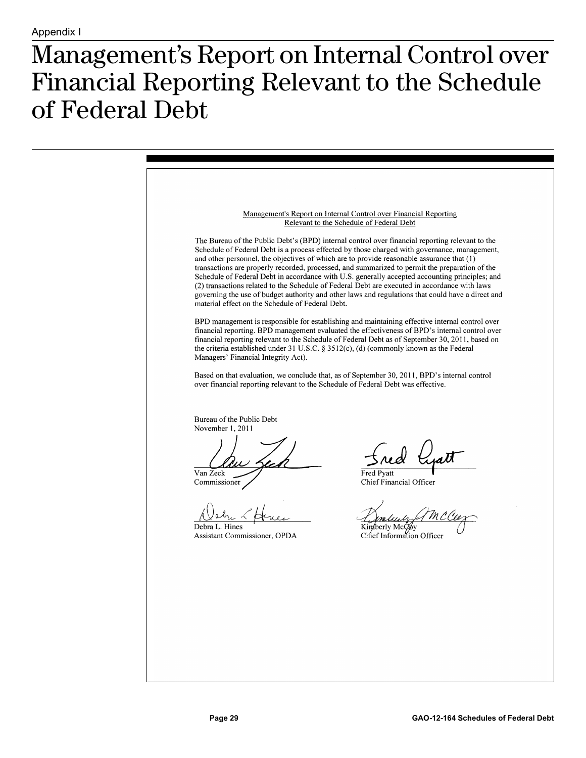Appendix I

# Management's Report on Internal Control over Financial Reporting Relevant to the Schedule of Federal Debt

Management's Report on Internal Control over Financial Reporting Relevant to the Schedule of Federal Debt

The Bureau of the Public Debt's (BPD) internal control over financial reporting relevant to the Schedule of Federal Debt is a process effected by those charged with governance, management, and other personnel, the objectives of which are to provide reasonable assurance that (1) transactions are properly recorded, processed, and summarized to permit the preparation of the Schedule of Federal Debt in accordance with U.S. generally accepted accounting principles; and (2) transactions related to the Schedule of Federal Debt are executed in accordance with laws governing the use of budget authority and other laws and regulations that could have a direct and material effect on the Schedule of Federal Debt.

BPD management is responsible for establishing and maintaining effective internal control over financial reporting. BPD management evaluated the effectiveness of BPD's internal control over financial reporting relevant to the Schedule of Federal Debt as of September 30, 2011, based on the criteria established under 31 U.S.C. § 3512(c), (d) (commonly known as the Federal Managers' Financial Integrity Act).

Based on that evaluation, we conclude that, as of September 30, 2011, BPD's internal control over financial reporting relevant to the Schedule of Federal Debt was effective.

Bureau of the Public Debt
November 1, 2011

Van Zeck
Commissioner

Fred Pyatt
Chief Financial Officer

Debra L. Hines
Assistant Commissioner, OPDA

Kimberly McCoy
Chief Information Officer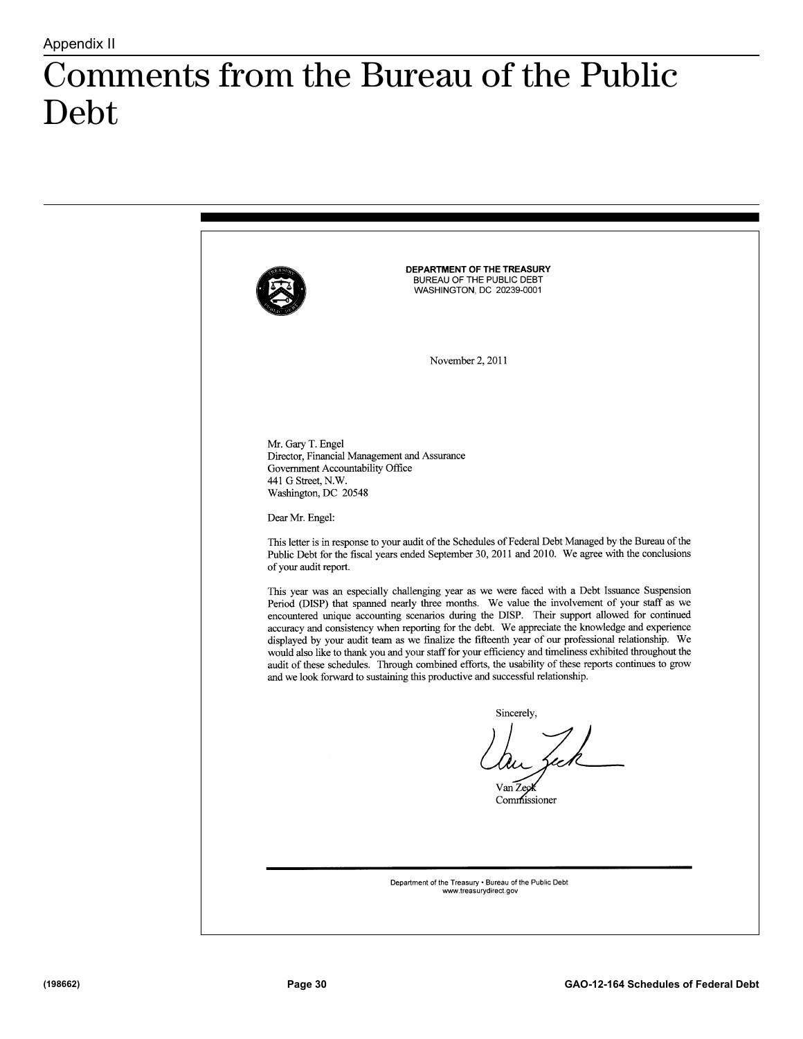Appendix II

# Comments from the Bureau of the Public Debt

DEPARTMENT OF THE TREASURY
BUREAU OF THE PUBLIC DEBT
WASHINGTON, DC 20239-0001

November 2, 2011

Mr. Gary T. Engel
Director, Financial Management and Assurance
Government Accountability Office
441 G Street, N.W.
Washington, DC 20548

Dear Mr. Engel:

This letter is in response to your audit of the Schedules of Federal Debt Managed by the Bureau of the Public Debt for the fiscal years ended September 30, 2011 and 2010. We agree with the conclusions of your audit report.

This year was an especially challenging year as we were faced with a Debt Issuance Suspension Period (DISP) that spanned nearly three months. We value the involvement of your staff as we encountered unique accounting scenarios during the DISP. Their support allowed for continued accuracy and consistency when reporting for the debt. We appreciate the knowledge and experience displayed by your audit team as we finalize the fifteenth year of our professional relationship. We would also like to thank you and your staff for your efficiency and timeliness exhibited throughout the audit of these schedules. Through combined efforts, the usability of these reports continues to grow and we look forward to sustaining this productive and successful relationship.

Sincerely,

Van Zeck
Commissioner

Department of the Treasury • Bureau of the Public Debt
www.treasurydirect.gov

(198662)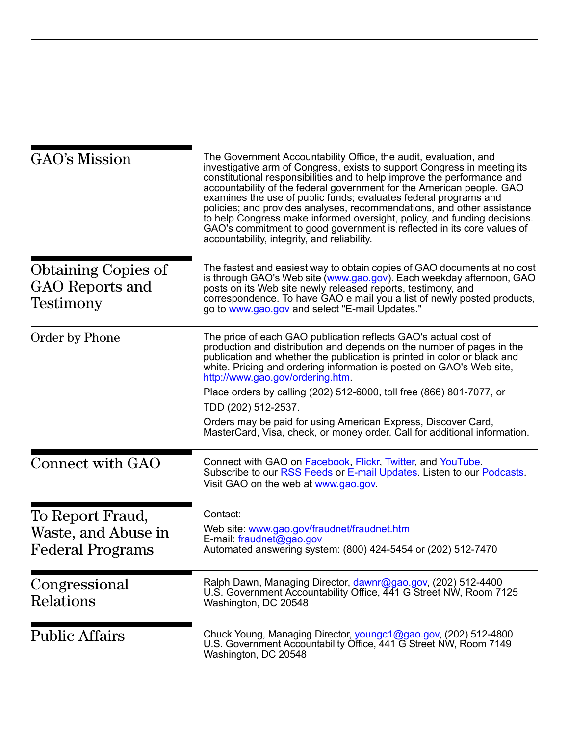## GAO's Mission

The Government Accountability Office, the audit, evaluation, and investigative arm of Congress, exists to support Congress in meeting its constitutional responsibilities and to help improve the performance and accountability of the federal government for the American people. GAO examines the use of public funds; evaluates federal programs and policies; and provides analyses, recommendations, and other assistance to help Congress make informed oversight, policy, and funding decisions. GAO's commitment to good government is reflected in its core values of accountability, integrity, and reliability.

## Obtaining Copies of GAO Reports and Testimony

The fastest and easiest way to obtain copies of GAO documents at no cost is through GAO's Web site (www.gao.gov). Each weekday afternoon, GAO posts on its Web site newly released reports, testimony, and correspondence. To have GAO e mail you a list of newly posted products, go to www.gao.gov and select "E-mail Updates."

### Order by Phone

The price of each GAO publication reflects GAO's actual cost of production and distribution and depends on the number of pages in the publication and whether the publication is printed in color or black and white. Pricing and ordering information is posted on GAO's Web site, http://www.gao.gov/ordering.htm.

Place orders by calling (202) 512-6000, toll free (866) 801-7077, or

TDD (202) 512-2537.

Orders may be paid for using American Express, Discover Card, MasterCard, Visa, check, or money order. Call for additional information.

## Connect with GAO

Connect with GAO on Facebook, Flickr, Twitter, and YouTube. Subscribe to our RSS Feeds or E-mail Updates. Listen to our Podcasts. Visit GAO on the web at www.gao.gov.

## To Report Fraud, Waste, and Abuse in Federal Programs

Contact:

Web site: www.gao.gov/fraudnet/fraudnet.htm
E-mail: fraudnet@gao.gov
Automated answering system: (800) 424-5454 or (202) 512-7470

## Congressional Relations

Ralph Dawn, Managing Director, dawnr@gao.gov, (202) 512-4400
U.S. Government Accountability Office, 441 G Street NW, Room 7125
Washington, DC 20548

## Public Affairs

Chuck Young, Managing Director, youngc1@gao.gov, (202) 512-4800
U.S. Government Accountability Office, 441 G Street NW, Room 7149
Washington, DC 20548